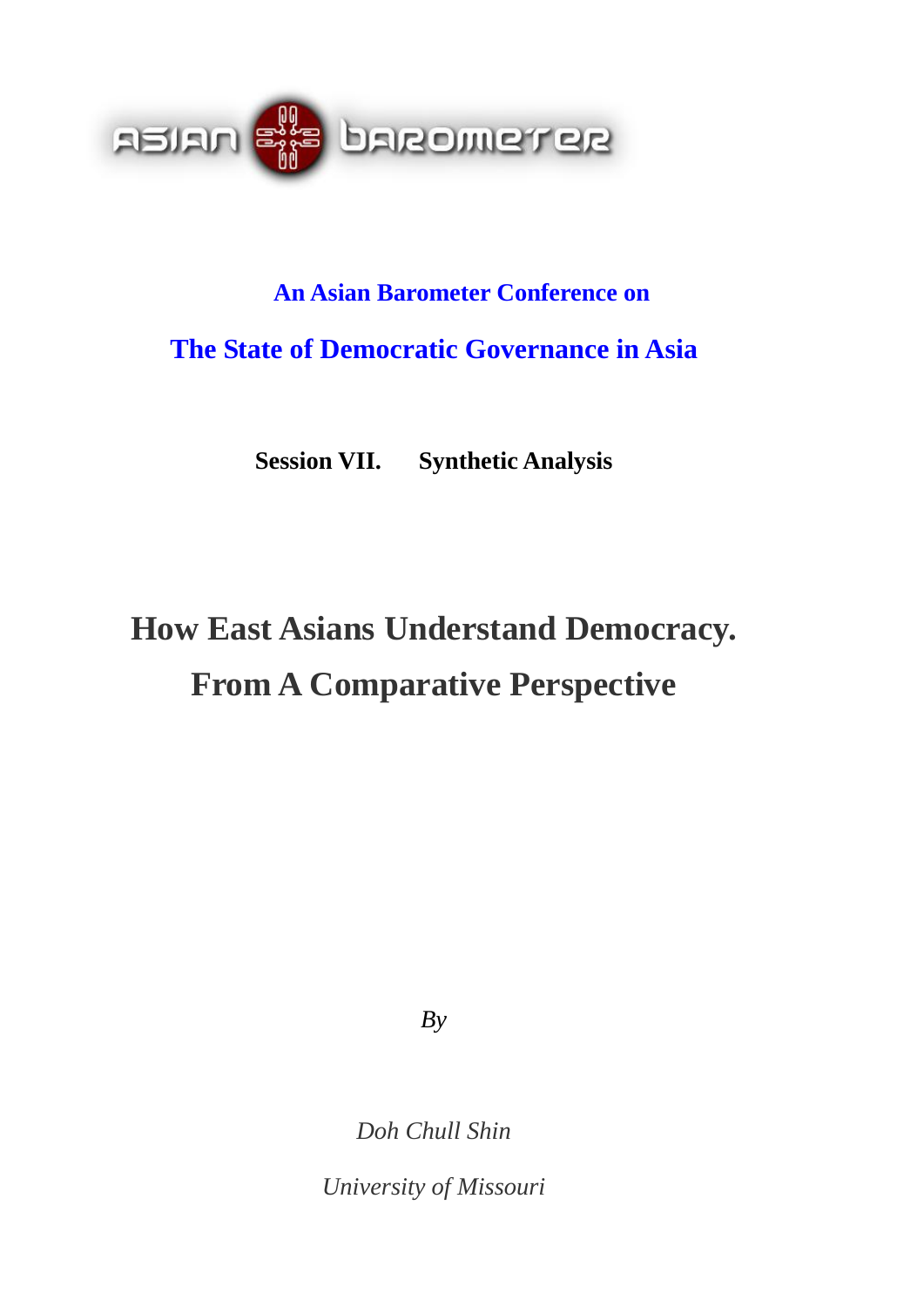ASIAN BAROMETER

**An Asian Barometer Conference on**

**The State of Democratic Governance in Asia**

**Session VII. Synthetic Analysis**

# How East Asians Understand Democracy. From A Comparative Perspective

*By*

*Doh Chull Shin*

*University of Missouri*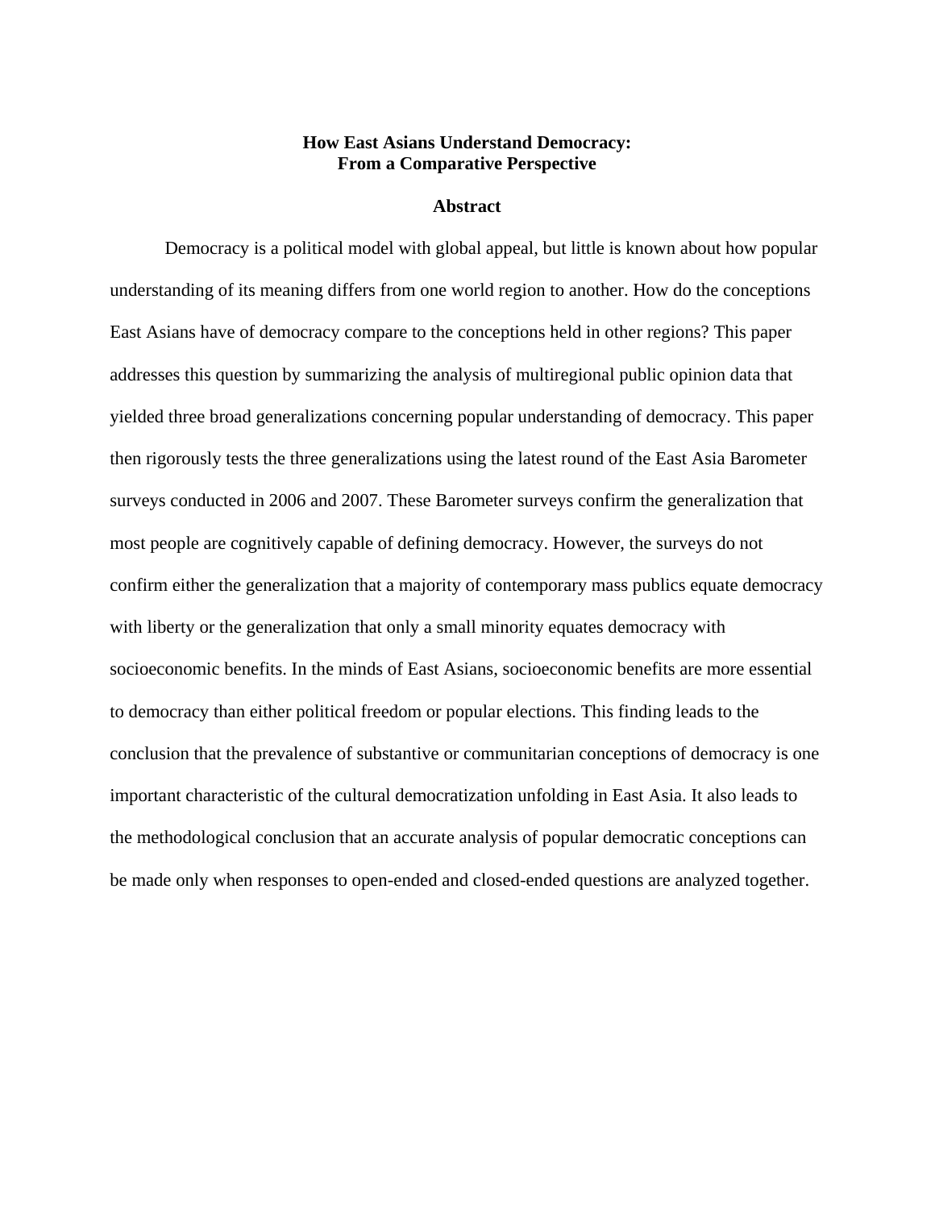# How East Asians Understand Democracy: From a Comparative Perspective

## Abstract

Democracy is a political model with global appeal, but little is known about how popular understanding of its meaning differs from one world region to another. How do the conceptions East Asians have of democracy compare to the conceptions held in other regions? This paper addresses this question by summarizing the analysis of multiregional public opinion data that yielded three broad generalizations concerning popular understanding of democracy. This paper then rigorously tests the three generalizations using the latest round of the East Asia Barometer surveys conducted in 2006 and 2007. These Barometer surveys confirm the generalization that most people are cognitively capable of defining democracy. However, the surveys do not confirm either the generalization that a majority of contemporary mass publics equate democracy with liberty or the generalization that only a small minority equates democracy with socioeconomic benefits. In the minds of East Asians, socioeconomic benefits are more essential to democracy than either political freedom or popular elections. This finding leads to the conclusion that the prevalence of substantive or communitarian conceptions of democracy is one important characteristic of the cultural democratization unfolding in East Asia. It also leads to the methodological conclusion that an accurate analysis of popular democratic conceptions can be made only when responses to open-ended and closed-ended questions are analyzed together.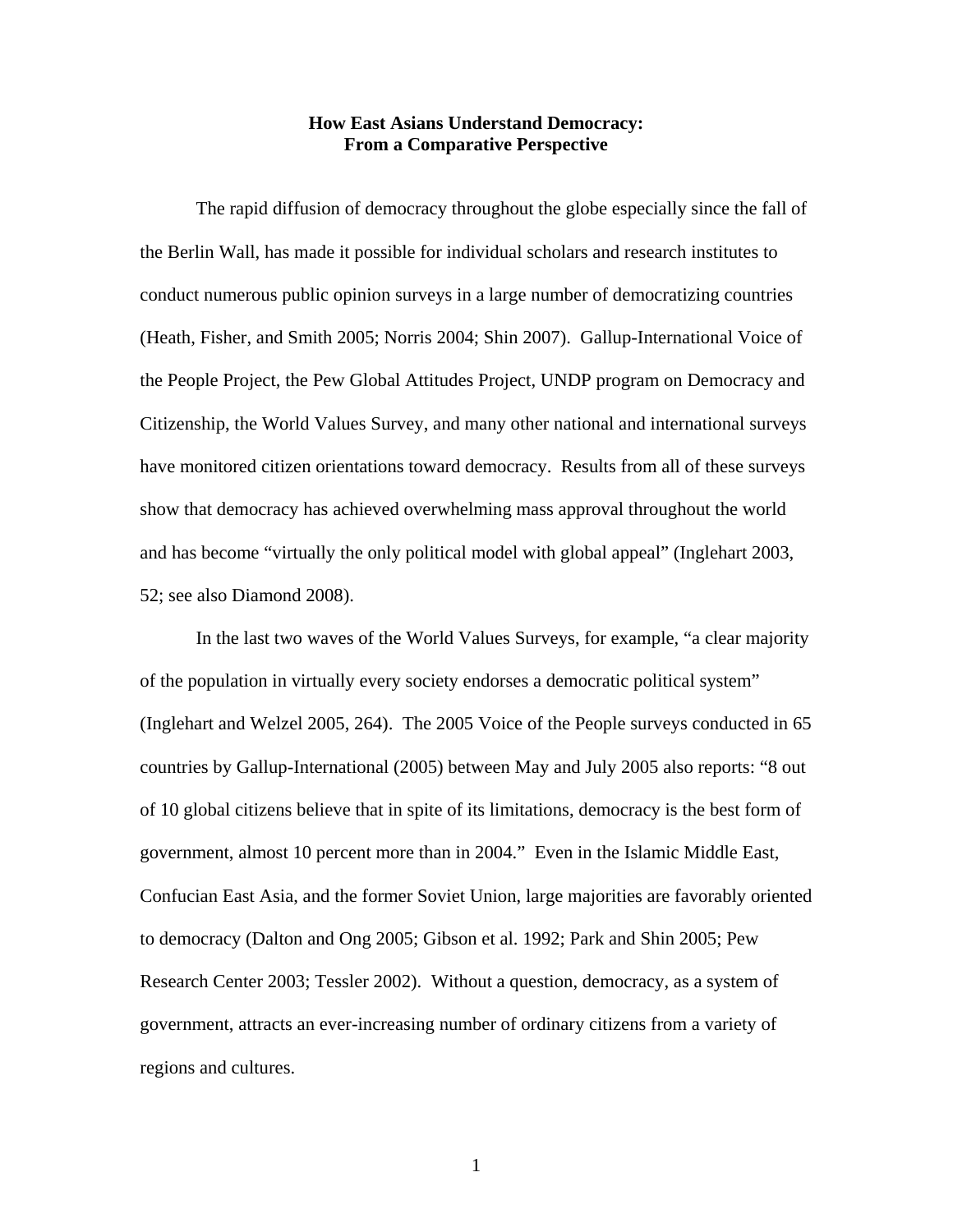# How East Asians Understand Democracy: From a Comparative Perspective

The rapid diffusion of democracy throughout the globe especially since the fall of the Berlin Wall, has made it possible for individual scholars and research institutes to conduct numerous public opinion surveys in a large number of democratizing countries (Heath, Fisher, and Smith 2005; Norris 2004; Shin 2007). Gallup-International Voice of the People Project, the Pew Global Attitudes Project, UNDP program on Democracy and Citizenship, the World Values Survey, and many other national and international surveys have monitored citizen orientations toward democracy. Results from all of these surveys show that democracy has achieved overwhelming mass approval throughout the world and has become "virtually the only political model with global appeal" (Inglehart 2003, 52; see also Diamond 2008).

In the last two waves of the World Values Surveys, for example, "a clear majority of the population in virtually every society endorses a democratic political system" (Inglehart and Welzel 2005, 264). The 2005 Voice of the People surveys conducted in 65 countries by Gallup-International (2005) between May and July 2005 also reports: "8 out of 10 global citizens believe that in spite of its limitations, democracy is the best form of government, almost 10 percent more than in 2004." Even in the Islamic Middle East, Confucian East Asia, and the former Soviet Union, large majorities are favorably oriented to democracy (Dalton and Ong 2005; Gibson et al. 1992; Park and Shin 2005; Pew Research Center 2003; Tessler 2002). Without a question, democracy, as a system of government, attracts an ever-increasing number of ordinary citizens from a variety of regions and cultures.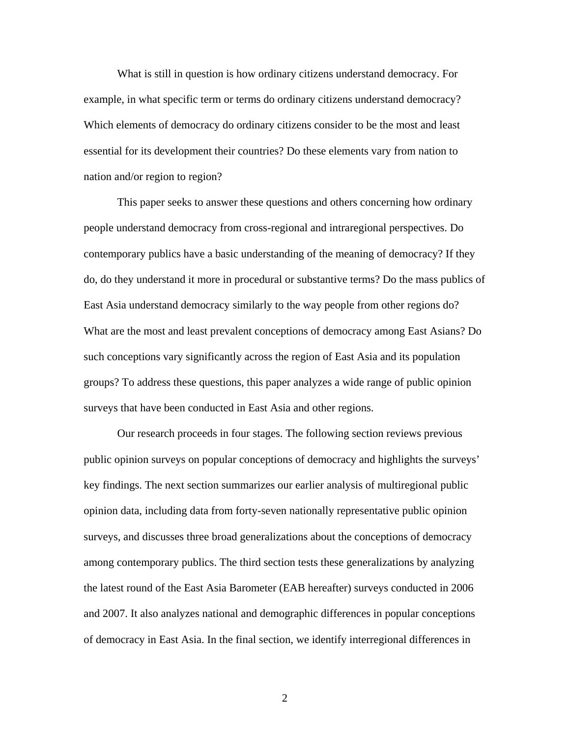What is still in question is how ordinary citizens understand democracy. For example, in what specific term or terms do ordinary citizens understand democracy? Which elements of democracy do ordinary citizens consider to be the most and least essential for its development their countries? Do these elements vary from nation to nation and/or region to region?

This paper seeks to answer these questions and others concerning how ordinary people understand democracy from cross-regional and intraregional perspectives. Do contemporary publics have a basic understanding of the meaning of democracy? If they do, do they understand it more in procedural or substantive terms? Do the mass publics of East Asia understand democracy similarly to the way people from other regions do? What are the most and least prevalent conceptions of democracy among East Asians? Do such conceptions vary significantly across the region of East Asia and its population groups? To address these questions, this paper analyzes a wide range of public opinion surveys that have been conducted in East Asia and other regions.

Our research proceeds in four stages. The following section reviews previous public opinion surveys on popular conceptions of democracy and highlights the surveys' key findings. The next section summarizes our earlier analysis of multiregional public opinion data, including data from forty-seven nationally representative public opinion surveys, and discusses three broad generalizations about the conceptions of democracy among contemporary publics. The third section tests these generalizations by analyzing the latest round of the East Asia Barometer (EAB hereafter) surveys conducted in 2006 and 2007. It also analyzes national and demographic differences in popular conceptions of democracy in East Asia. In the final section, we identify interregional differences in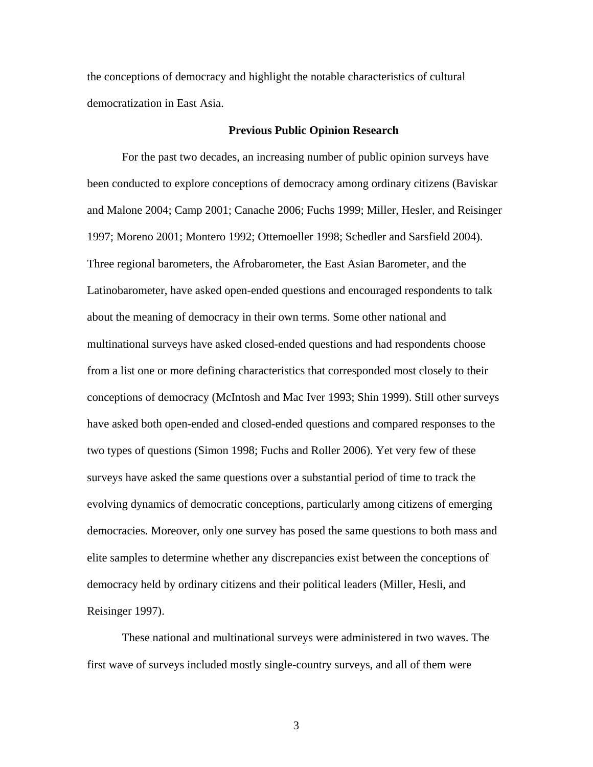the conceptions of democracy and highlight the notable characteristics of cultural democratization in East Asia.

**Previous Public Opinion Research**

For the past two decades, an increasing number of public opinion surveys have been conducted to explore conceptions of democracy among ordinary citizens (Baviskar and Malone 2004; Camp 2001; Canache 2006; Fuchs 1999; Miller, Hesler, and Reisinger 1997; Moreno 2001; Montero 1992; Ottemoeller 1998; Schedler and Sarsfield 2004). Three regional barometers, the Afrobarometer, the East Asian Barometer, and the Latinobarometer, have asked open-ended questions and encouraged respondents to talk about the meaning of democracy in their own terms. Some other national and multinational surveys have asked closed-ended questions and had respondents choose from a list one or more defining characteristics that corresponded most closely to their conceptions of democracy (McIntosh and Mac Iver 1993; Shin 1999). Still other surveys have asked both open-ended and closed-ended questions and compared responses to the two types of questions (Simon 1998; Fuchs and Roller 2006). Yet very few of these surveys have asked the same questions over a substantial period of time to track the evolving dynamics of democratic conceptions, particularly among citizens of emerging democracies. Moreover, only one survey has posed the same questions to both mass and elite samples to determine whether any discrepancies exist between the conceptions of democracy held by ordinary citizens and their political leaders (Miller, Hesli, and Reisinger 1997).

These national and multinational surveys were administered in two waves. The first wave of surveys included mostly single-country surveys, and all of them were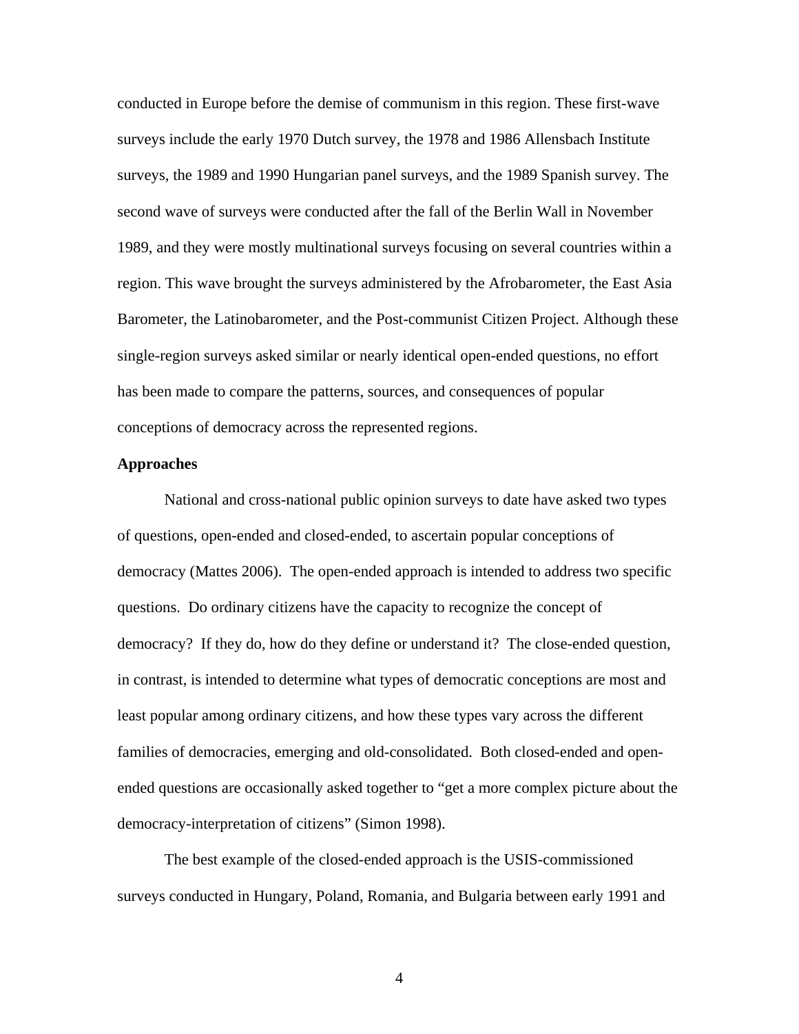conducted in Europe before the demise of communism in this region. These first-wave surveys include the early 1970 Dutch survey, the 1978 and 1986 Allensbach Institute surveys, the 1989 and 1990 Hungarian panel surveys, and the 1989 Spanish survey. The second wave of surveys were conducted after the fall of the Berlin Wall in November 1989, and they were mostly multinational surveys focusing on several countries within a region. This wave brought the surveys administered by the Afrobarometer, the East Asia Barometer, the Latinobarometer, and the Post-communist Citizen Project. Although these single-region surveys asked similar or nearly identical open-ended questions, no effort has been made to compare the patterns, sources, and consequences of popular conceptions of democracy across the represented regions.

**Approaches**

National and cross-national public opinion surveys to date have asked two types of questions, open-ended and closed-ended, to ascertain popular conceptions of democracy (Mattes 2006). The open-ended approach is intended to address two specific questions. Do ordinary citizens have the capacity to recognize the concept of democracy? If they do, how do they define or understand it? The close-ended question, in contrast, is intended to determine what types of democratic conceptions are most and least popular among ordinary citizens, and how these types vary across the different families of democracies, emerging and old-consolidated. Both closed-ended and open-ended questions are occasionally asked together to "get a more complex picture about the democracy-interpretation of citizens" (Simon 1998).

The best example of the closed-ended approach is the USIS-commissioned surveys conducted in Hungary, Poland, Romania, and Bulgaria between early 1991 and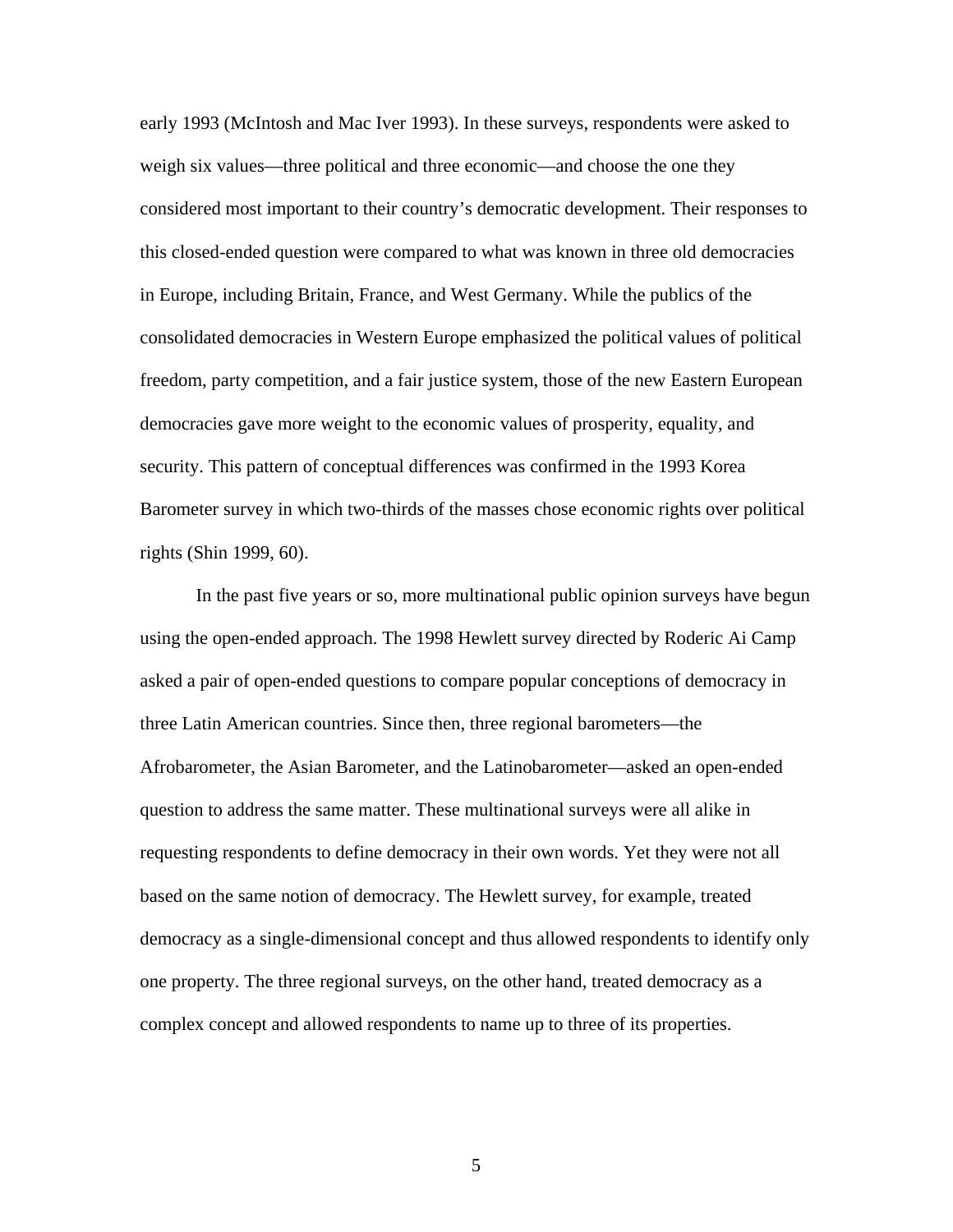early 1993 (McIntosh and Mac Iver 1993). In these surveys, respondents were asked to weigh six values—three political and three economic—and choose the one they considered most important to their country's democratic development. Their responses to this closed-ended question were compared to what was known in three old democracies in Europe, including Britain, France, and West Germany. While the publics of the consolidated democracies in Western Europe emphasized the political values of political freedom, party competition, and a fair justice system, those of the new Eastern European democracies gave more weight to the economic values of prosperity, equality, and security. This pattern of conceptual differences was confirmed in the 1993 Korea Barometer survey in which two-thirds of the masses chose economic rights over political rights (Shin 1999, 60).

In the past five years or so, more multinational public opinion surveys have begun using the open-ended approach. The 1998 Hewlett survey directed by Roderic Ai Camp asked a pair of open-ended questions to compare popular conceptions of democracy in three Latin American countries. Since then, three regional barometers—the Afrobarometer, the Asian Barometer, and the Latinobarometer—asked an open-ended question to address the same matter. These multinational surveys were all alike in requesting respondents to define democracy in their own words. Yet they were not all based on the same notion of democracy. The Hewlett survey, for example, treated democracy as a single-dimensional concept and thus allowed respondents to identify only one property. The three regional surveys, on the other hand, treated democracy as a complex concept and allowed respondents to name up to three of its properties.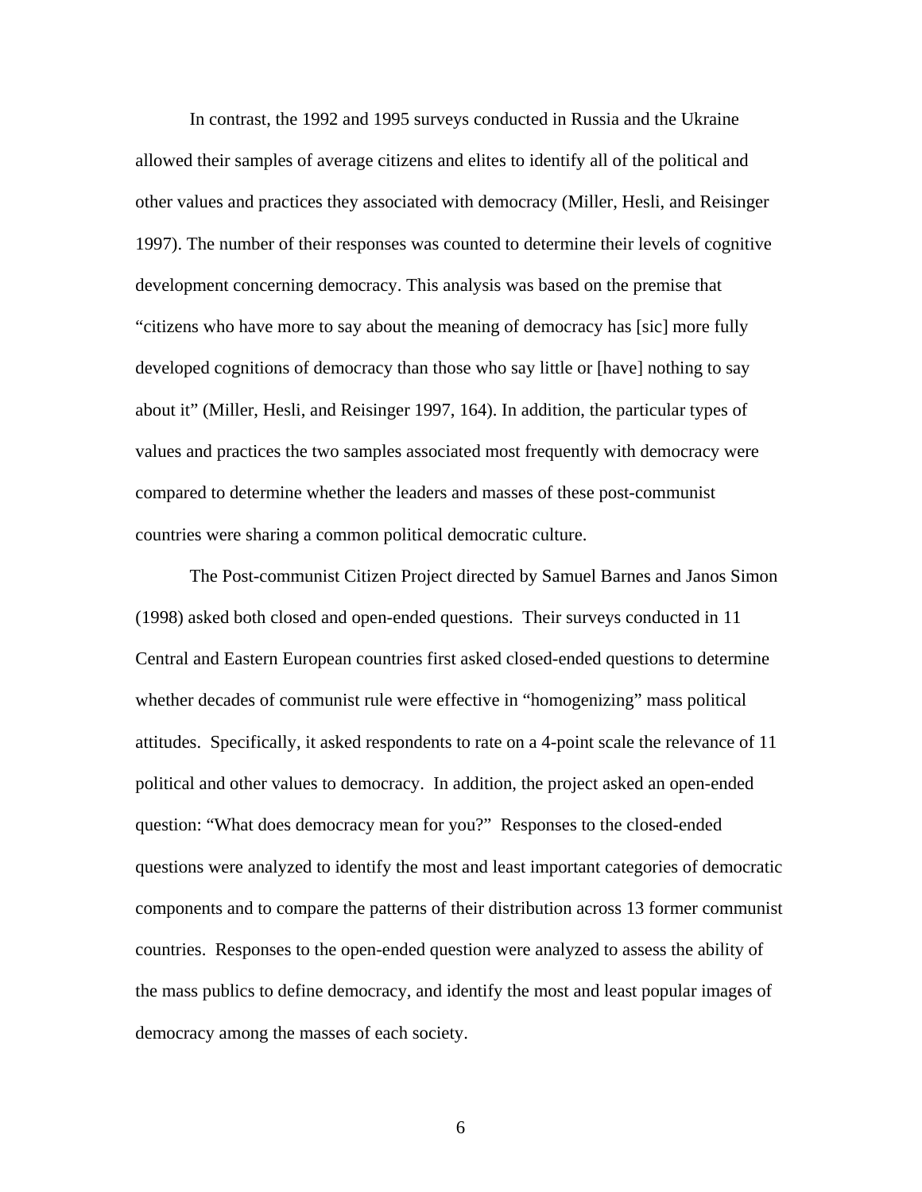In contrast, the 1992 and 1995 surveys conducted in Russia and the Ukraine allowed their samples of average citizens and elites to identify all of the political and other values and practices they associated with democracy (Miller, Hesli, and Reisinger 1997). The number of their responses was counted to determine their levels of cognitive development concerning democracy. This analysis was based on the premise that "citizens who have more to say about the meaning of democracy has [sic] more fully developed cognitions of democracy than those who say little or [have] nothing to say about it" (Miller, Hesli, and Reisinger 1997, 164). In addition, the particular types of values and practices the two samples associated most frequently with democracy were compared to determine whether the leaders and masses of these post-communist countries were sharing a common political democratic culture.

The Post-communist Citizen Project directed by Samuel Barnes and Janos Simon (1998) asked both closed and open-ended questions. Their surveys conducted in 11 Central and Eastern European countries first asked closed-ended questions to determine whether decades of communist rule were effective in "homogenizing" mass political attitudes. Specifically, it asked respondents to rate on a 4-point scale the relevance of 11 political and other values to democracy. In addition, the project asked an open-ended question: "What does democracy mean for you?" Responses to the closed-ended questions were analyzed to identify the most and least important categories of democratic components and to compare the patterns of their distribution across 13 former communist countries. Responses to the open-ended question were analyzed to assess the ability of the mass publics to define democracy, and identify the most and least popular images of democracy among the masses of each society.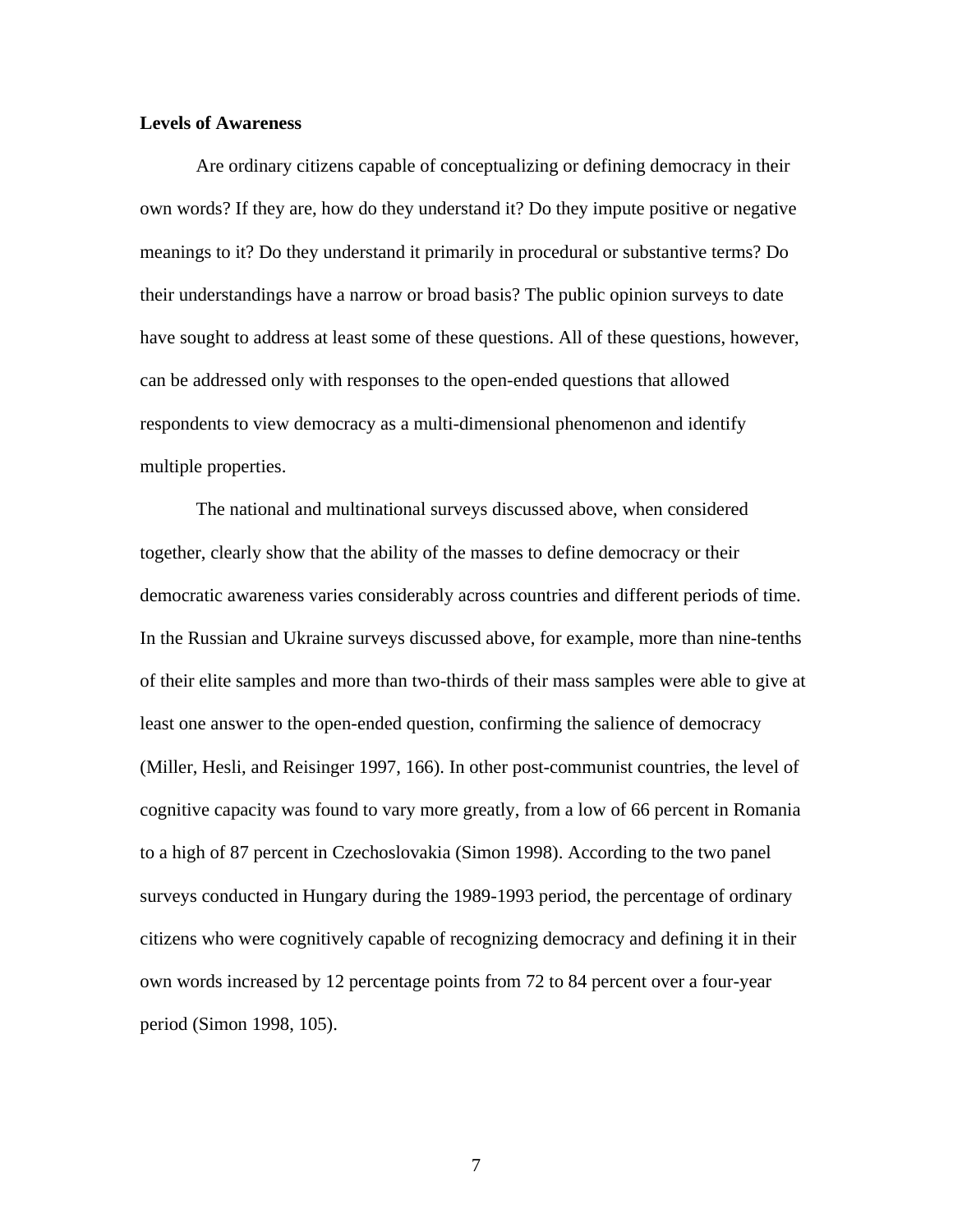**Levels of Awareness**

Are ordinary citizens capable of conceptualizing or defining democracy in their own words? If they are, how do they understand it? Do they impute positive or negative meanings to it? Do they understand it primarily in procedural or substantive terms? Do their understandings have a narrow or broad basis? The public opinion surveys to date have sought to address at least some of these questions. All of these questions, however, can be addressed only with responses to the open-ended questions that allowed respondents to view democracy as a multi-dimensional phenomenon and identify multiple properties.

The national and multinational surveys discussed above, when considered together, clearly show that the ability of the masses to define democracy or their democratic awareness varies considerably across countries and different periods of time. In the Russian and Ukraine surveys discussed above, for example, more than nine-tenths of their elite samples and more than two-thirds of their mass samples were able to give at least one answer to the open-ended question, confirming the salience of democracy (Miller, Hesli, and Reisinger 1997, 166). In other post-communist countries, the level of cognitive capacity was found to vary more greatly, from a low of 66 percent in Romania to a high of 87 percent in Czechoslovakia (Simon 1998). According to the two panel surveys conducted in Hungary during the 1989-1993 period, the percentage of ordinary citizens who were cognitively capable of recognizing democracy and defining it in their own words increased by 12 percentage points from 72 to 84 percent over a four-year period (Simon 1998, 105).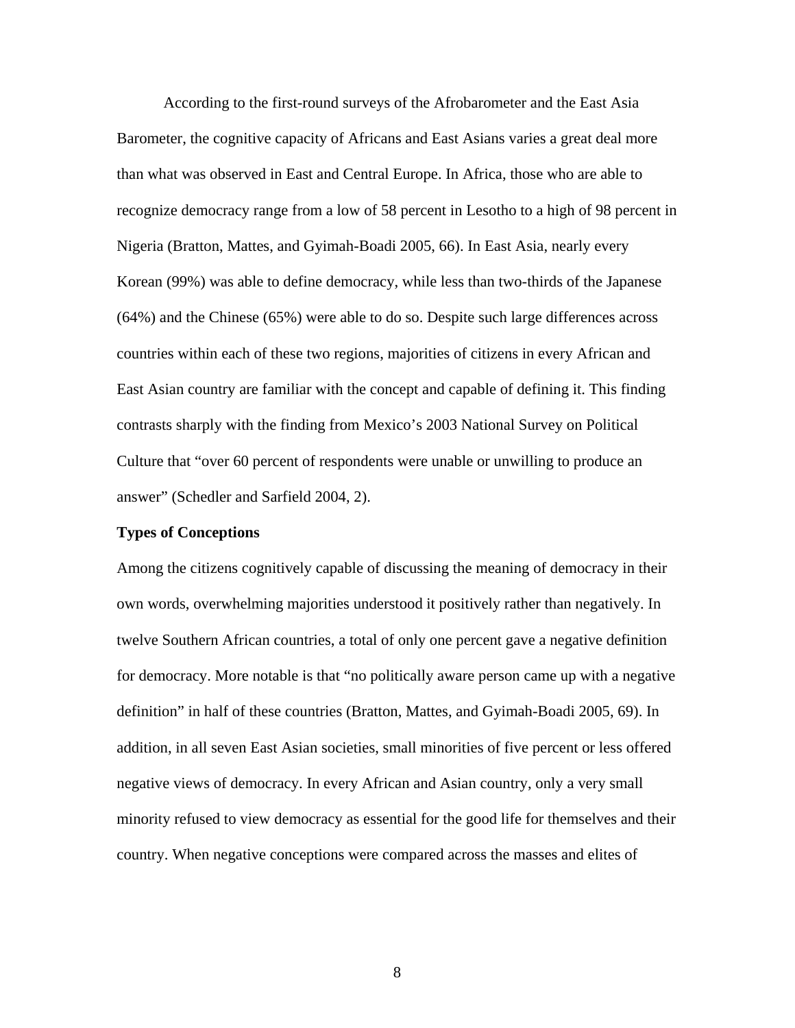According to the first-round surveys of the Afrobarometer and the East Asia Barometer, the cognitive capacity of Africans and East Asians varies a great deal more than what was observed in East and Central Europe. In Africa, those who are able to recognize democracy range from a low of 58 percent in Lesotho to a high of 98 percent in Nigeria (Bratton, Mattes, and Gyimah-Boadi 2005, 66). In East Asia, nearly every Korean (99%) was able to define democracy, while less than two-thirds of the Japanese (64%) and the Chinese (65%) were able to do so. Despite such large differences across countries within each of these two regions, majorities of citizens in every African and East Asian country are familiar with the concept and capable of defining it. This finding contrasts sharply with the finding from Mexico's 2003 National Survey on Political Culture that "over 60 percent of respondents were unable or unwilling to produce an answer" (Schedler and Sarfield 2004, 2).

**Types of Conceptions**

Among the citizens cognitively capable of discussing the meaning of democracy in their own words, overwhelming majorities understood it positively rather than negatively. In twelve Southern African countries, a total of only one percent gave a negative definition for democracy. More notable is that "no politically aware person came up with a negative definition" in half of these countries (Bratton, Mattes, and Gyimah-Boadi 2005, 69). In addition, in all seven East Asian societies, small minorities of five percent or less offered negative views of democracy. In every African and Asian country, only a very small minority refused to view democracy as essential for the good life for themselves and their country. When negative conceptions were compared across the masses and elites of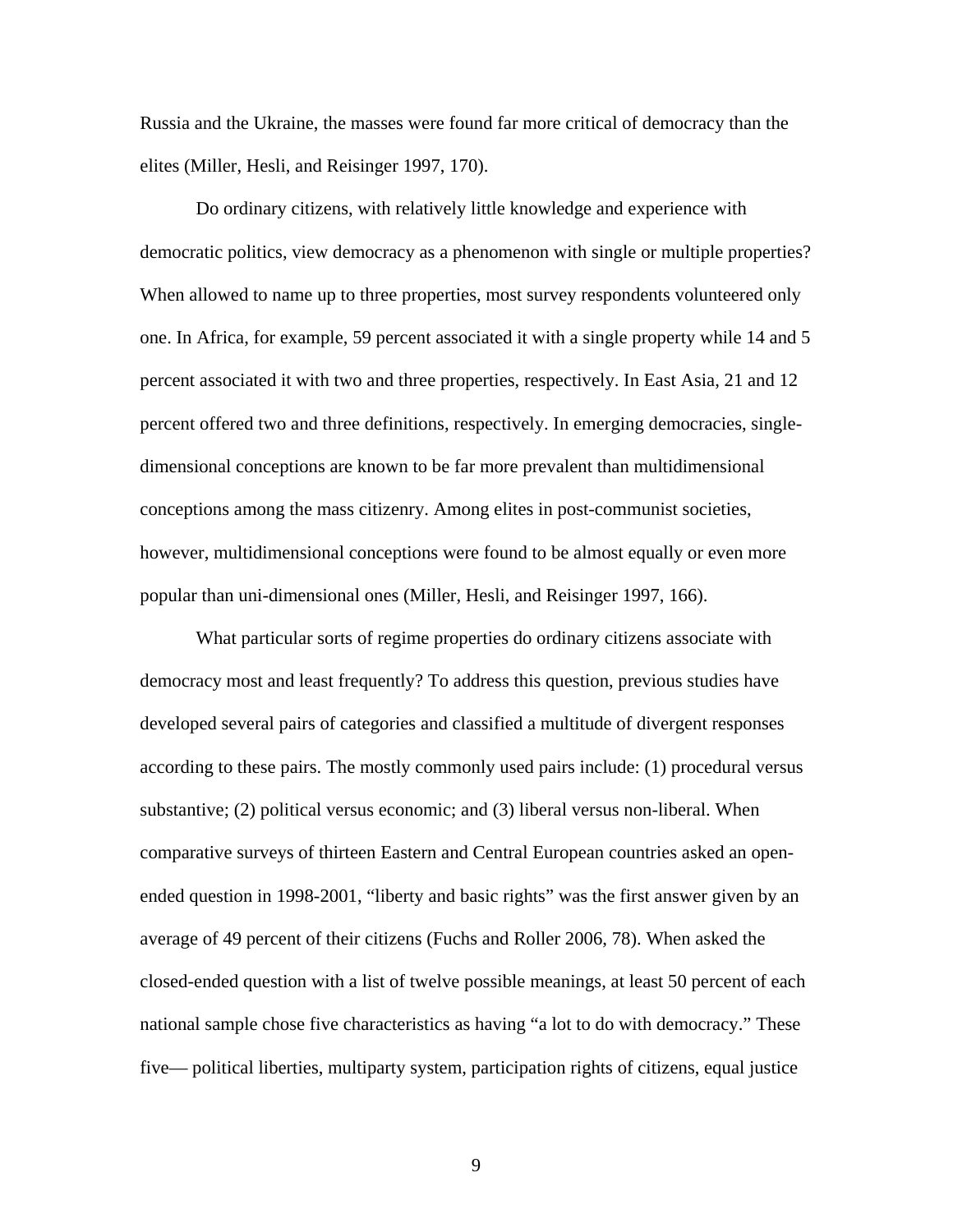Russia and the Ukraine, the masses were found far more critical of democracy than the elites (Miller, Hesli, and Reisinger 1997, 170).

Do ordinary citizens, with relatively little knowledge and experience with democratic politics, view democracy as a phenomenon with single or multiple properties? When allowed to name up to three properties, most survey respondents volunteered only one. In Africa, for example, 59 percent associated it with a single property while 14 and 5 percent associated it with two and three properties, respectively. In East Asia, 21 and 12 percent offered two and three definitions, respectively. In emerging democracies, single-dimensional conceptions are known to be far more prevalent than multidimensional conceptions among the mass citizenry. Among elites in post-communist societies, however, multidimensional conceptions were found to be almost equally or even more popular than uni-dimensional ones (Miller, Hesli, and Reisinger 1997, 166).

What particular sorts of regime properties do ordinary citizens associate with democracy most and least frequently? To address this question, previous studies have developed several pairs of categories and classified a multitude of divergent responses according to these pairs. The mostly commonly used pairs include: (1) procedural versus substantive; (2) political versus economic; and (3) liberal versus non-liberal. When comparative surveys of thirteen Eastern and Central European countries asked an open-ended question in 1998-2001, "liberty and basic rights" was the first answer given by an average of 49 percent of their citizens (Fuchs and Roller 2006, 78). When asked the closed-ended question with a list of twelve possible meanings, at least 50 percent of each national sample chose five characteristics as having "a lot to do with democracy." These five— political liberties, multiparty system, participation rights of citizens, equal justice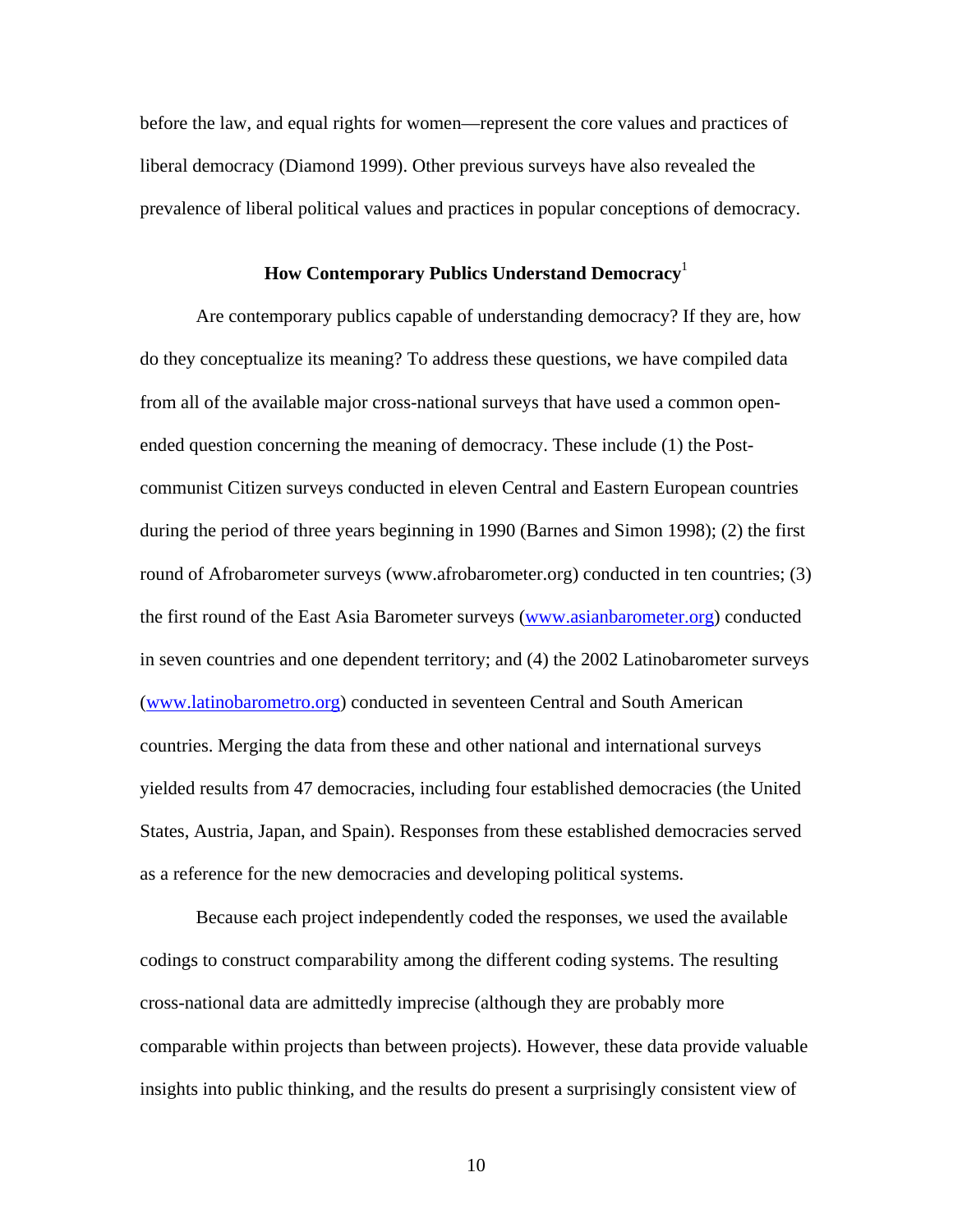before the law, and equal rights for women—represent the core values and practices of liberal democracy (Diamond 1999). Other previous surveys have also revealed the prevalence of liberal political values and practices in popular conceptions of democracy.

## How Contemporary Publics Understand Democracy[1]

Are contemporary publics capable of understanding democracy? If they are, how do they conceptualize its meaning? To address these questions, we have compiled data from all of the available major cross-national surveys that have used a common open-ended question concerning the meaning of democracy. These include (1) the Post-communist Citizen surveys conducted in eleven Central and Eastern European countries during the period of three years beginning in 1990 (Barnes and Simon 1998); (2) the first round of Afrobarometer surveys (www.afrobarometer.org) conducted in ten countries; (3) the first round of the East Asia Barometer surveys (www.asianbarometer.org) conducted in seven countries and one dependent territory; and (4) the 2002 Latinobarometer surveys (www.latinobarometro.org) conducted in seventeen Central and South American countries. Merging the data from these and other national and international surveys yielded results from 47 democracies, including four established democracies (the United States, Austria, Japan, and Spain). Responses from these established democracies served as a reference for the new democracies and developing political systems.

Because each project independently coded the responses, we used the available codings to construct comparability among the different coding systems. The resulting cross-national data are admittedly imprecise (although they are probably more comparable within projects than between projects). However, these data provide valuable insights into public thinking, and the results do present a surprisingly consistent view of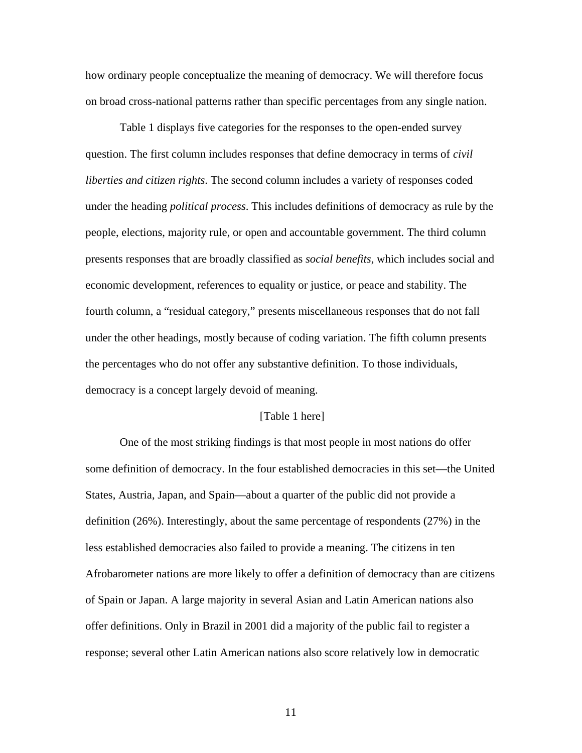how ordinary people conceptualize the meaning of democracy. We will therefore focus on broad cross-national patterns rather than specific percentages from any single nation.

Table 1 displays five categories for the responses to the open-ended survey question. The first column includes responses that define democracy in terms of *civil liberties and citizen rights*. The second column includes a variety of responses coded under the heading *political process*. This includes definitions of democracy as rule by the people, elections, majority rule, or open and accountable government. The third column presents responses that are broadly classified as *social benefits*, which includes social and economic development, references to equality or justice, or peace and stability. The fourth column, a "residual category," presents miscellaneous responses that do not fall under the other headings, mostly because of coding variation. The fifth column presents the percentages who do not offer any substantive definition. To those individuals, democracy is a concept largely devoid of meaning.

[Table 1 here]

One of the most striking findings is that most people in most nations do offer some definition of democracy. In the four established democracies in this set—the United States, Austria, Japan, and Spain—about a quarter of the public did not provide a definition (26%). Interestingly, about the same percentage of respondents (27%) in the less established democracies also failed to provide a meaning. The citizens in ten Afrobarometer nations are more likely to offer a definition of democracy than are citizens of Spain or Japan. A large majority in several Asian and Latin American nations also offer definitions. Only in Brazil in 2001 did a majority of the public fail to register a response; several other Latin American nations also score relatively low in democratic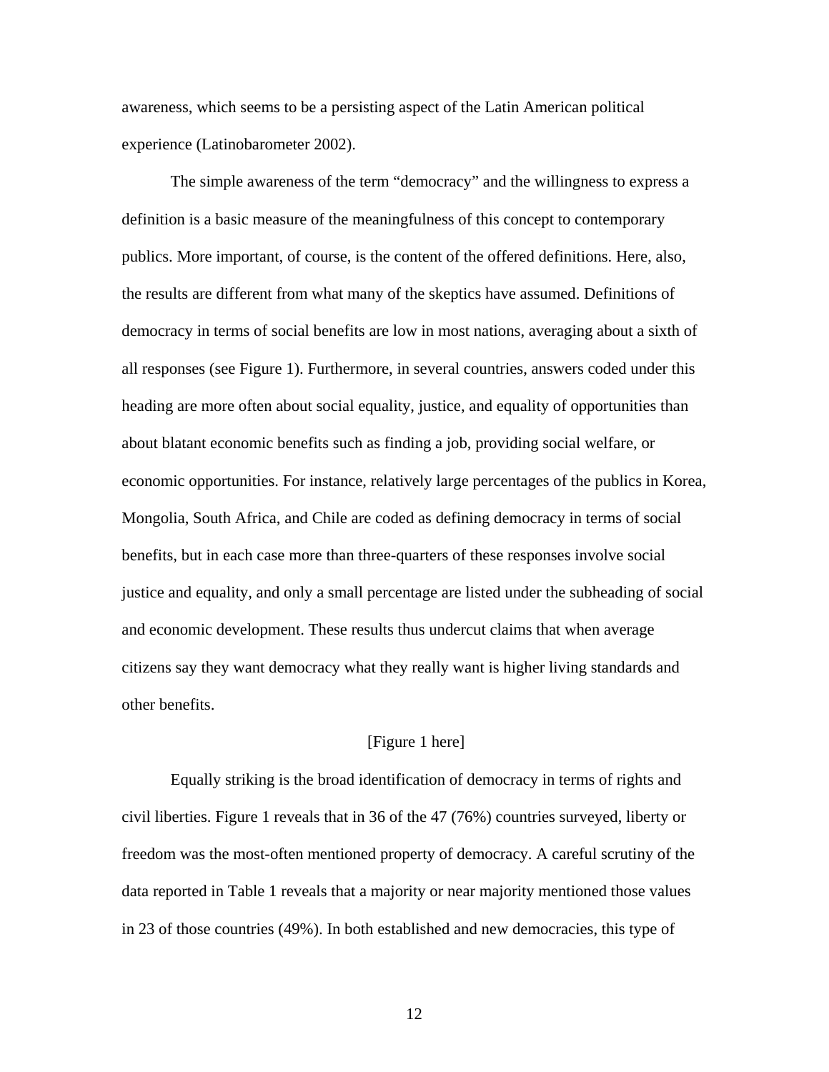awareness, which seems to be a persisting aspect of the Latin American political experience (Latinobarometer 2002).

The simple awareness of the term "democracy" and the willingness to express a definition is a basic measure of the meaningfulness of this concept to contemporary publics. More important, of course, is the content of the offered definitions. Here, also, the results are different from what many of the skeptics have assumed. Definitions of democracy in terms of social benefits are low in most nations, averaging about a sixth of all responses (see Figure 1). Furthermore, in several countries, answers coded under this heading are more often about social equality, justice, and equality of opportunities than about blatant economic benefits such as finding a job, providing social welfare, or economic opportunities. For instance, relatively large percentages of the publics in Korea, Mongolia, South Africa, and Chile are coded as defining democracy in terms of social benefits, but in each case more than three-quarters of these responses involve social justice and equality, and only a small percentage are listed under the subheading of social and economic development. These results thus undercut claims that when average citizens say they want democracy what they really want is higher living standards and other benefits.

[Figure 1 here]

Equally striking is the broad identification of democracy in terms of rights and civil liberties. Figure 1 reveals that in 36 of the 47 (76%) countries surveyed, liberty or freedom was the most-often mentioned property of democracy. A careful scrutiny of the data reported in Table 1 reveals that a majority or near majority mentioned those values in 23 of those countries (49%). In both established and new democracies, this type of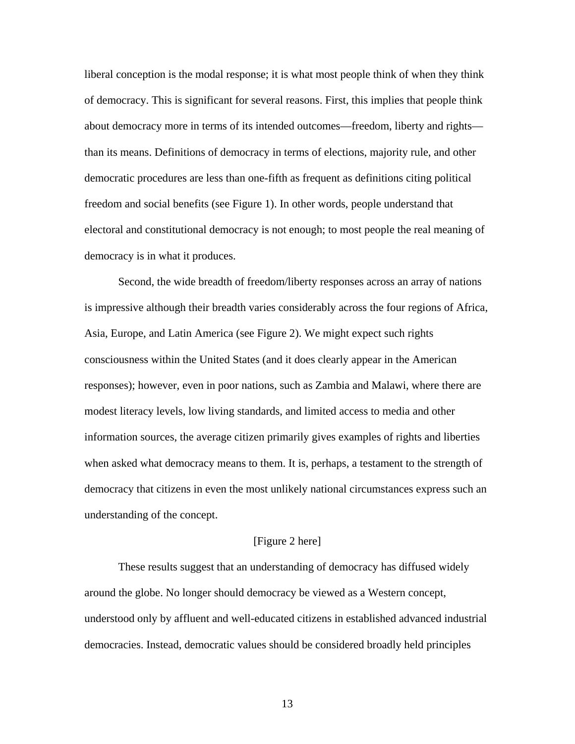liberal conception is the modal response; it is what most people think of when they think of democracy. This is significant for several reasons. First, this implies that people think about democracy more in terms of its intended outcomes—freedom, liberty and rights—than its means. Definitions of democracy in terms of elections, majority rule, and other democratic procedures are less than one-fifth as frequent as definitions citing political freedom and social benefits (see Figure 1). In other words, people understand that electoral and constitutional democracy is not enough; to most people the real meaning of democracy is in what it produces.

Second, the wide breadth of freedom/liberty responses across an array of nations is impressive although their breadth varies considerably across the four regions of Africa, Asia, Europe, and Latin America (see Figure 2). We might expect such rights consciousness within the United States (and it does clearly appear in the American responses); however, even in poor nations, such as Zambia and Malawi, where there are modest literacy levels, low living standards, and limited access to media and other information sources, the average citizen primarily gives examples of rights and liberties when asked what democracy means to them. It is, perhaps, a testament to the strength of democracy that citizens in even the most unlikely national circumstances express such an understanding of the concept.

[Figure 2 here]

These results suggest that an understanding of democracy has diffused widely around the globe. No longer should democracy be viewed as a Western concept, understood only by affluent and well-educated citizens in established advanced industrial democracies. Instead, democratic values should be considered broadly held principles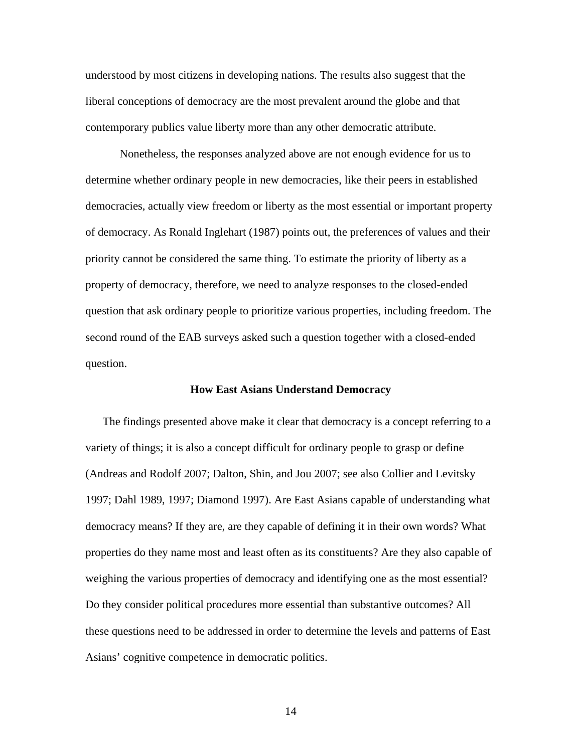understood by most citizens in developing nations. The results also suggest that the liberal conceptions of democracy are the most prevalent around the globe and that contemporary publics value liberty more than any other democratic attribute.

Nonetheless, the responses analyzed above are not enough evidence for us to determine whether ordinary people in new democracies, like their peers in established democracies, actually view freedom or liberty as the most essential or important property of democracy. As Ronald Inglehart (1987) points out, the preferences of values and their priority cannot be considered the same thing. To estimate the priority of liberty as a property of democracy, therefore, we need to analyze responses to the closed-ended question that ask ordinary people to prioritize various properties, including freedom. The second round of the EAB surveys asked such a question together with a closed-ended question.

## How East Asians Understand Democracy

The findings presented above make it clear that democracy is a concept referring to a variety of things; it is also a concept difficult for ordinary people to grasp or define (Andreas and Rodolf 2007; Dalton, Shin, and Jou 2007; see also Collier and Levitsky 1997; Dahl 1989, 1997; Diamond 1997). Are East Asians capable of understanding what democracy means? If they are, are they capable of defining it in their own words? What properties do they name most and least often as its constituents? Are they also capable of weighing the various properties of democracy and identifying one as the most essential? Do they consider political procedures more essential than substantive outcomes? All these questions need to be addressed in order to determine the levels and patterns of East Asians' cognitive competence in democratic politics.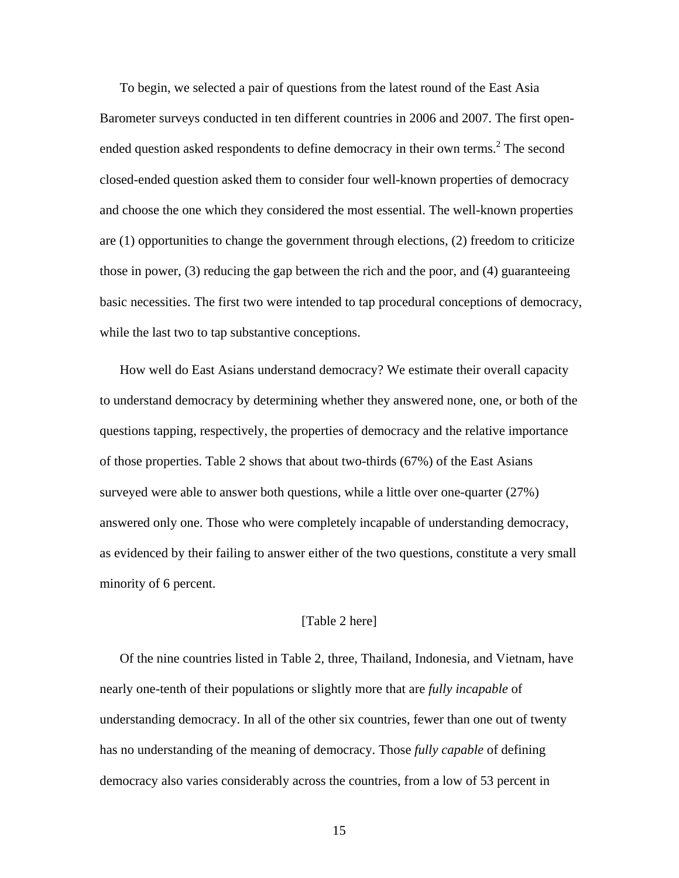To begin, we selected a pair of questions from the latest round of the East Asia Barometer surveys conducted in ten different countries in 2006 and 2007. The first open-ended question asked respondents to define democracy in their own terms.[2] The second closed-ended question asked them to consider four well-known properties of democracy and choose the one which they considered the most essential. The well-known properties are (1) opportunities to change the government through elections, (2) freedom to criticize those in power, (3) reducing the gap between the rich and the poor, and (4) guaranteeing basic necessities. The first two were intended to tap procedural conceptions of democracy, while the last two to tap substantive conceptions.

How well do East Asians understand democracy? We estimate their overall capacity to understand democracy by determining whether they answered none, one, or both of the questions tapping, respectively, the properties of democracy and the relative importance of those properties. Table 2 shows that about two-thirds (67%) of the East Asians surveyed were able to answer both questions, while a little over one-quarter (27%) answered only one. Those who were completely incapable of understanding democracy, as evidenced by their failing to answer either of the two questions, constitute a very small minority of 6 percent.

[Table 2 here]

Of the nine countries listed in Table 2, three, Thailand, Indonesia, and Vietnam, have nearly one-tenth of their populations or slightly more that are *fully incapable* of understanding democracy. In all of the other six countries, fewer than one out of twenty has no understanding of the meaning of democracy. Those *fully capable* of defining democracy also varies considerably across the countries, from a low of 53 percent in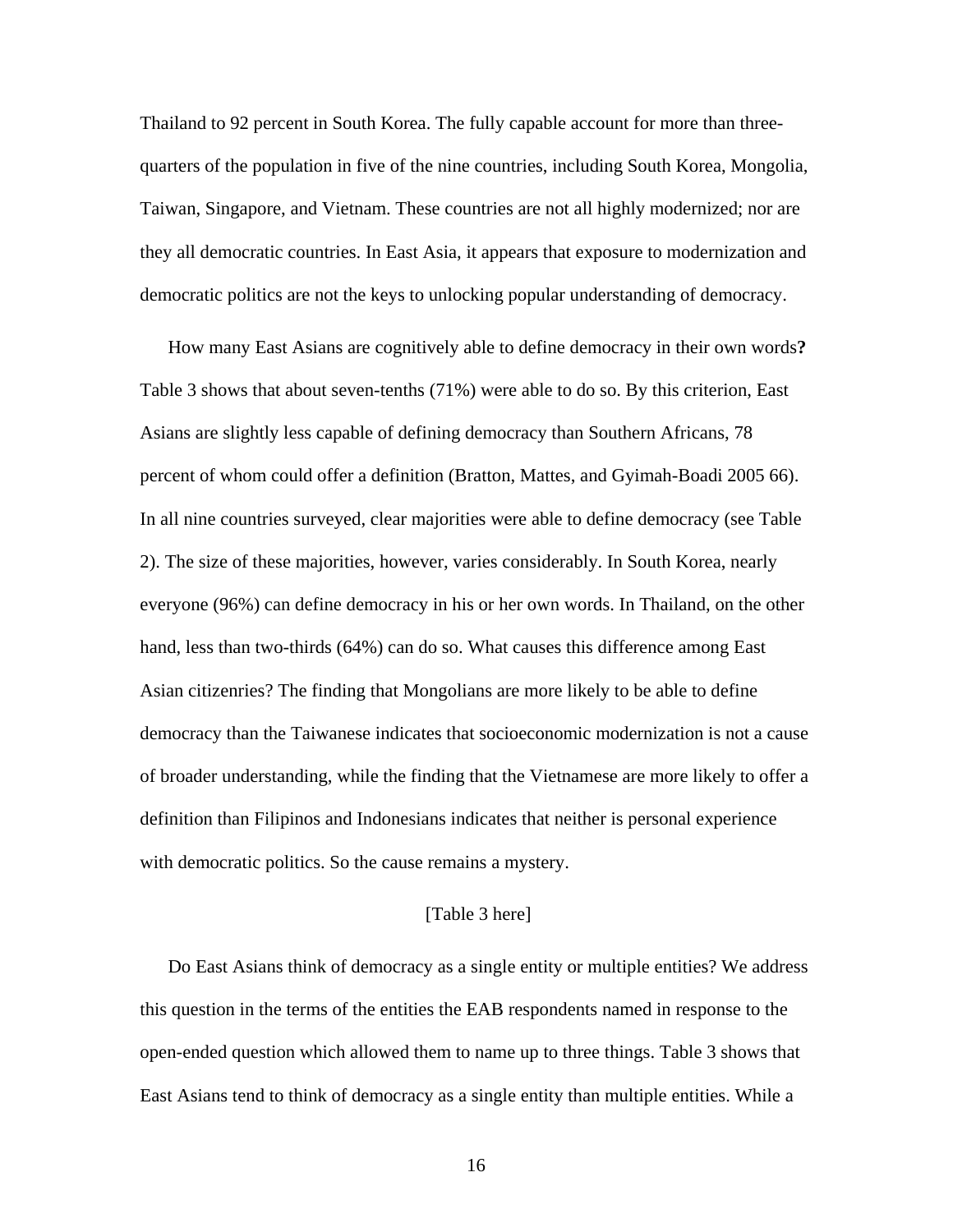Thailand to 92 percent in South Korea. The fully capable account for more than three-quarters of the population in five of the nine countries, including South Korea, Mongolia, Taiwan, Singapore, and Vietnam. These countries are not all highly modernized; nor are they all democratic countries. In East Asia, it appears that exposure to modernization and democratic politics are not the keys to unlocking popular understanding of democracy.

How many East Asians are cognitively able to define democracy in their own words**?** Table 3 shows that about seven-tenths (71%) were able to do so. By this criterion, East Asians are slightly less capable of defining democracy than Southern Africans, 78 percent of whom could offer a definition (Bratton, Mattes, and Gyimah-Boadi 2005 66). In all nine countries surveyed, clear majorities were able to define democracy (see Table 2). The size of these majorities, however, varies considerably. In South Korea, nearly everyone (96%) can define democracy in his or her own words. In Thailand, on the other hand, less than two-thirds (64%) can do so. What causes this difference among East Asian citizenries? The finding that Mongolians are more likely to be able to define democracy than the Taiwanese indicates that socioeconomic modernization is not a cause of broader understanding, while the finding that the Vietnamese are more likely to offer a definition than Filipinos and Indonesians indicates that neither is personal experience with democratic politics. So the cause remains a mystery.

[Table 3 here]

Do East Asians think of democracy as a single entity or multiple entities? We address this question in the terms of the entities the EAB respondents named in response to the open-ended question which allowed them to name up to three things. Table 3 shows that East Asians tend to think of democracy as a single entity than multiple entities. While a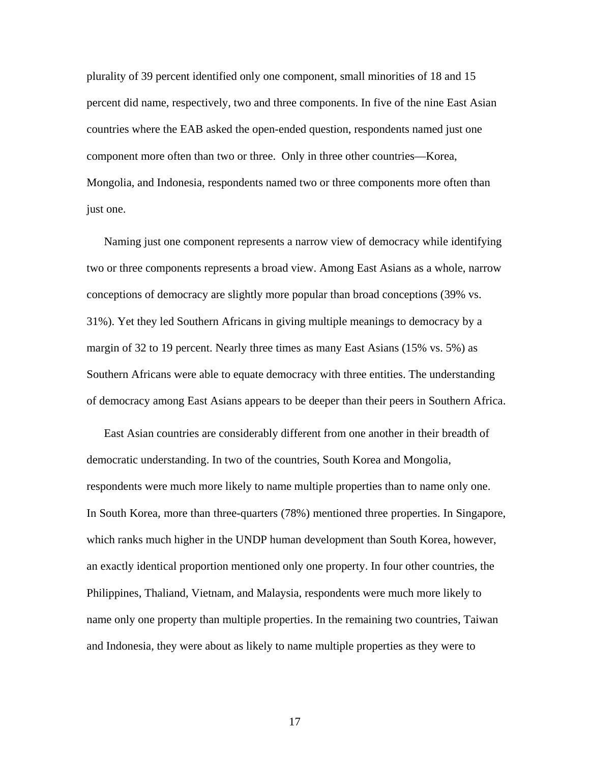plurality of 39 percent identified only one component, small minorities of 18 and 15 percent did name, respectively, two and three components. In five of the nine East Asian countries where the EAB asked the open-ended question, respondents named just one component more often than two or three. Only in three other countries—Korea, Mongolia, and Indonesia, respondents named two or three components more often than just one.

Naming just one component represents a narrow view of democracy while identifying two or three components represents a broad view. Among East Asians as a whole, narrow conceptions of democracy are slightly more popular than broad conceptions (39% vs. 31%). Yet they led Southern Africans in giving multiple meanings to democracy by a margin of 32 to 19 percent. Nearly three times as many East Asians (15% vs. 5%) as Southern Africans were able to equate democracy with three entities. The understanding of democracy among East Asians appears to be deeper than their peers in Southern Africa.

East Asian countries are considerably different from one another in their breadth of democratic understanding. In two of the countries, South Korea and Mongolia, respondents were much more likely to name multiple properties than to name only one. In South Korea, more than three-quarters (78%) mentioned three properties. In Singapore, which ranks much higher in the UNDP human development than South Korea, however, an exactly identical proportion mentioned only one property. In four other countries, the Philippines, Thaliand, Vietnam, and Malaysia, respondents were much more likely to name only one property than multiple properties. In the remaining two countries, Taiwan and Indonesia, they were about as likely to name multiple properties as they were to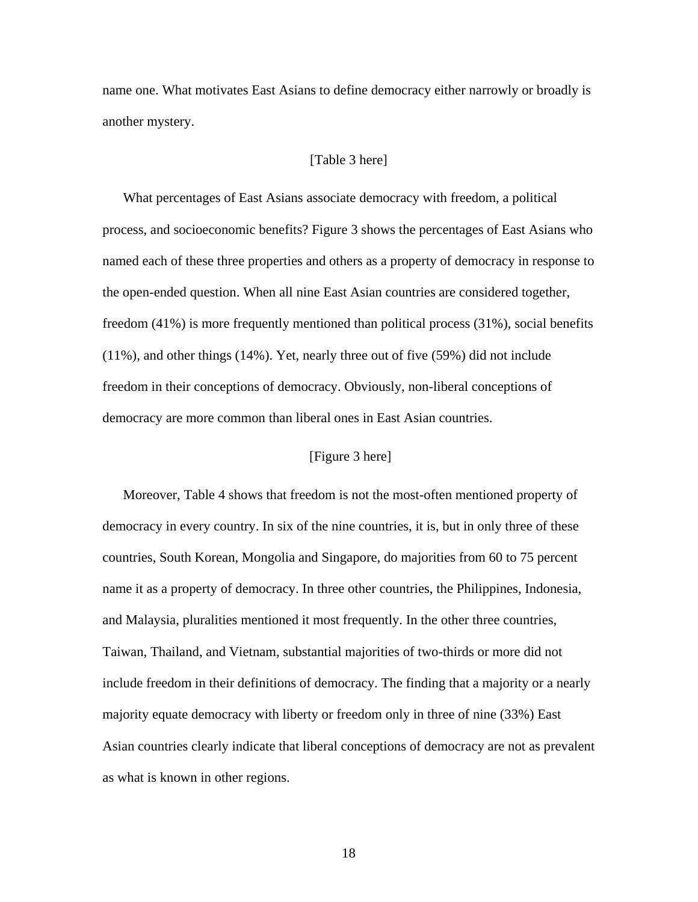name one. What motivates East Asians to define democracy either narrowly or broadly is another mystery.

[Table 3 here]

What percentages of East Asians associate democracy with freedom, a political process, and socioeconomic benefits? Figure 3 shows the percentages of East Asians who named each of these three properties and others as a property of democracy in response to the open-ended question. When all nine East Asian countries are considered together, freedom (41%) is more frequently mentioned than political process (31%), social benefits (11%), and other things (14%). Yet, nearly three out of five (59%) did not include freedom in their conceptions of democracy. Obviously, non-liberal conceptions of democracy are more common than liberal ones in East Asian countries.

[Figure 3 here]

Moreover, Table 4 shows that freedom is not the most-often mentioned property of democracy in every country. In six of the nine countries, it is, but in only three of these countries, South Korean, Mongolia and Singapore, do majorities from 60 to 75 percent name it as a property of democracy. In three other countries, the Philippines, Indonesia, and Malaysia, pluralities mentioned it most frequently. In the other three countries, Taiwan, Thailand, and Vietnam, substantial majorities of two-thirds or more did not include freedom in their definitions of democracy. The finding that a majority or a nearly majority equate democracy with liberty or freedom only in three of nine (33%) East Asian countries clearly indicate that liberal conceptions of democracy are not as prevalent as what is known in other regions.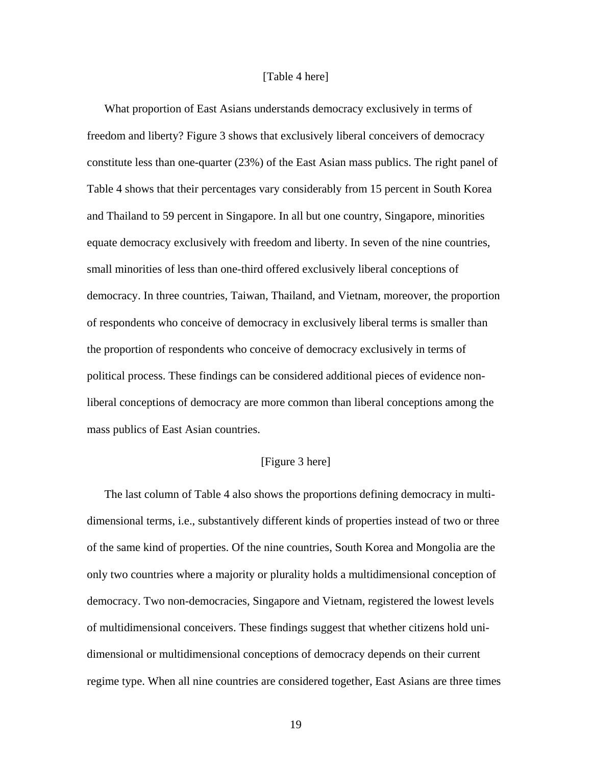[Table 4 here]

What proportion of East Asians understands democracy exclusively in terms of freedom and liberty? Figure 3 shows that exclusively liberal conceivers of democracy constitute less than one-quarter (23%) of the East Asian mass publics. The right panel of Table 4 shows that their percentages vary considerably from 15 percent in South Korea and Thailand to 59 percent in Singapore. In all but one country, Singapore, minorities equate democracy exclusively with freedom and liberty. In seven of the nine countries, small minorities of less than one-third offered exclusively liberal conceptions of democracy. In three countries, Taiwan, Thailand, and Vietnam, moreover, the proportion of respondents who conceive of democracy in exclusively liberal terms is smaller than the proportion of respondents who conceive of democracy exclusively in terms of political process. These findings can be considered additional pieces of evidence non-liberal conceptions of democracy are more common than liberal conceptions among the mass publics of East Asian countries.

[Figure 3 here]

The last column of Table 4 also shows the proportions defining democracy in multi-dimensional terms, i.e., substantively different kinds of properties instead of two or three of the same kind of properties. Of the nine countries, South Korea and Mongolia are the only two countries where a majority or plurality holds a multidimensional conception of democracy. Two non-democracies, Singapore and Vietnam, registered the lowest levels of multidimensional conceivers. These findings suggest that whether citizens hold uni-dimensional or multidimensional conceptions of democracy depends on their current regime type. When all nine countries are considered together, East Asians are three times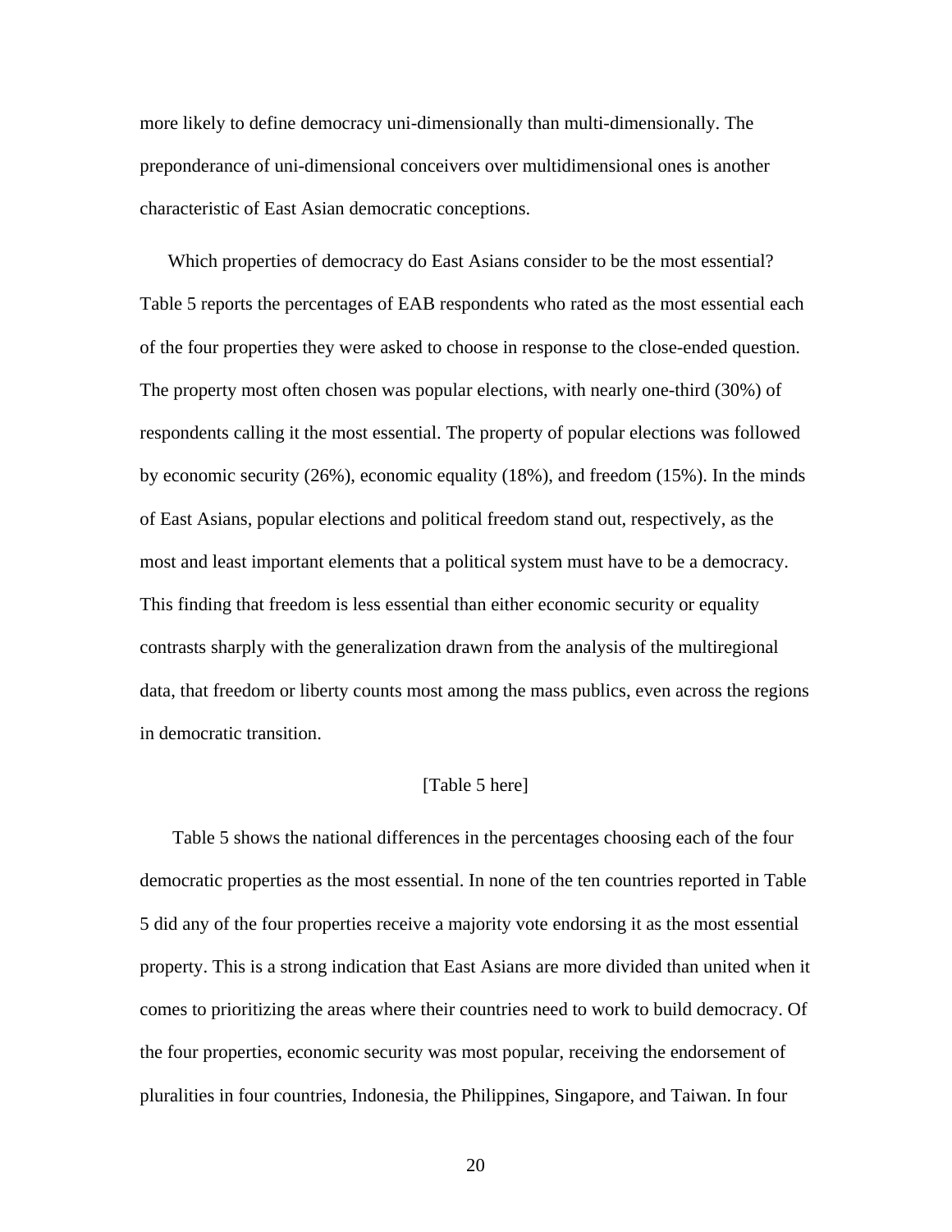more likely to define democracy uni-dimensionally than multi-dimensionally. The preponderance of uni-dimensional conceivers over multidimensional ones is another characteristic of East Asian democratic conceptions.

Which properties of democracy do East Asians consider to be the most essential? Table 5 reports the percentages of EAB respondents who rated as the most essential each of the four properties they were asked to choose in response to the close-ended question. The property most often chosen was popular elections, with nearly one-third (30%) of respondents calling it the most essential. The property of popular elections was followed by economic security (26%), economic equality (18%), and freedom (15%). In the minds of East Asians, popular elections and political freedom stand out, respectively, as the most and least important elements that a political system must have to be a democracy. This finding that freedom is less essential than either economic security or equality contrasts sharply with the generalization drawn from the analysis of the multiregional data, that freedom or liberty counts most among the mass publics, even across the regions in democratic transition.

[Table 5 here]

Table 5 shows the national differences in the percentages choosing each of the four democratic properties as the most essential. In none of the ten countries reported in Table 5 did any of the four properties receive a majority vote endorsing it as the most essential property. This is a strong indication that East Asians are more divided than united when it comes to prioritizing the areas where their countries need to work to build democracy. Of the four properties, economic security was most popular, receiving the endorsement of pluralities in four countries, Indonesia, the Philippines, Singapore, and Taiwan. In four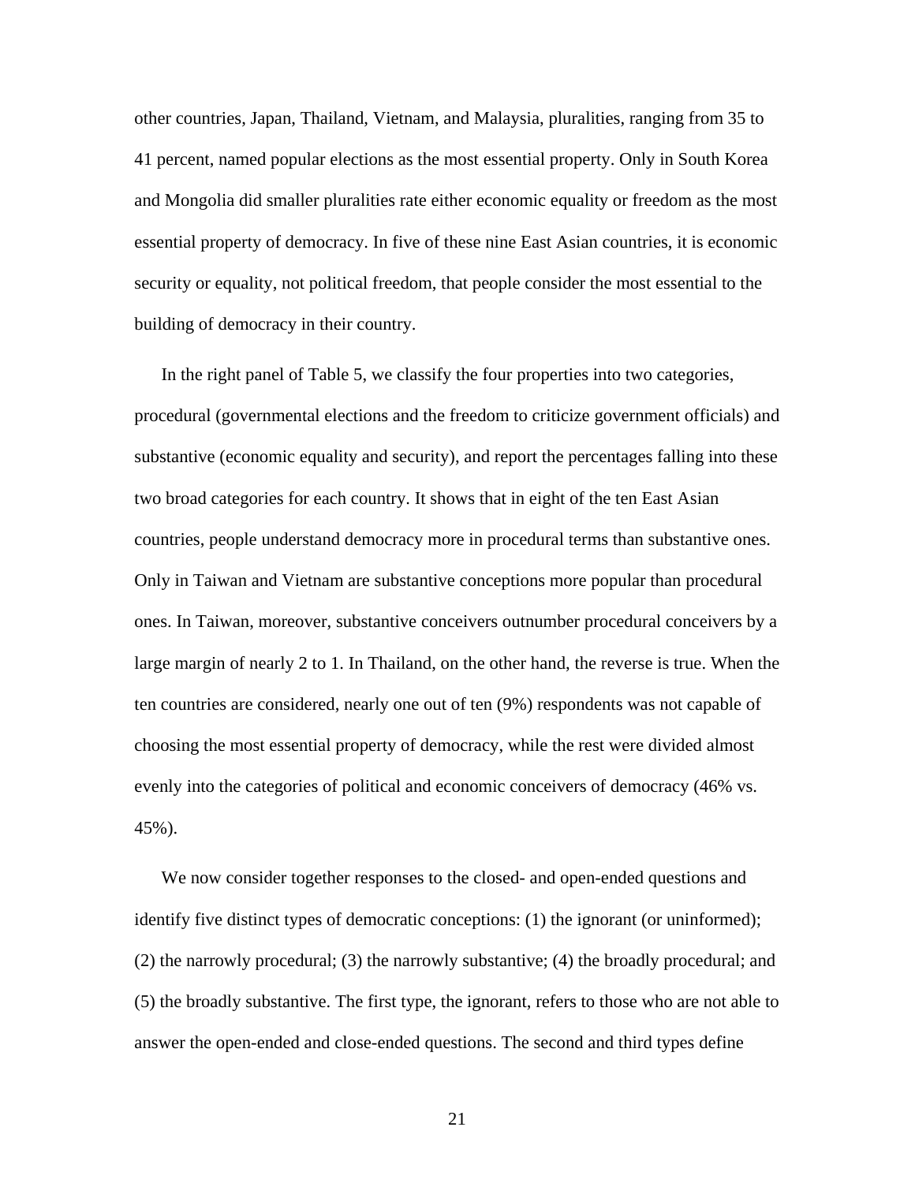other countries, Japan, Thailand, Vietnam, and Malaysia, pluralities, ranging from 35 to 41 percent, named popular elections as the most essential property. Only in South Korea and Mongolia did smaller pluralities rate either economic equality or freedom as the most essential property of democracy. In five of these nine East Asian countries, it is economic security or equality, not political freedom, that people consider the most essential to the building of democracy in their country.

In the right panel of Table 5, we classify the four properties into two categories, procedural (governmental elections and the freedom to criticize government officials) and substantive (economic equality and security), and report the percentages falling into these two broad categories for each country. It shows that in eight of the ten East Asian countries, people understand democracy more in procedural terms than substantive ones. Only in Taiwan and Vietnam are substantive conceptions more popular than procedural ones. In Taiwan, moreover, substantive conceivers outnumber procedural conceivers by a large margin of nearly 2 to 1. In Thailand, on the other hand, the reverse is true. When the ten countries are considered, nearly one out of ten (9%) respondents was not capable of choosing the most essential property of democracy, while the rest were divided almost evenly into the categories of political and economic conceivers of democracy (46% vs. 45%).

We now consider together responses to the closed- and open-ended questions and identify five distinct types of democratic conceptions: (1) the ignorant (or uninformed); (2) the narrowly procedural; (3) the narrowly substantive; (4) the broadly procedural; and (5) the broadly substantive. The first type, the ignorant, refers to those who are not able to answer the open-ended and close-ended questions. The second and third types define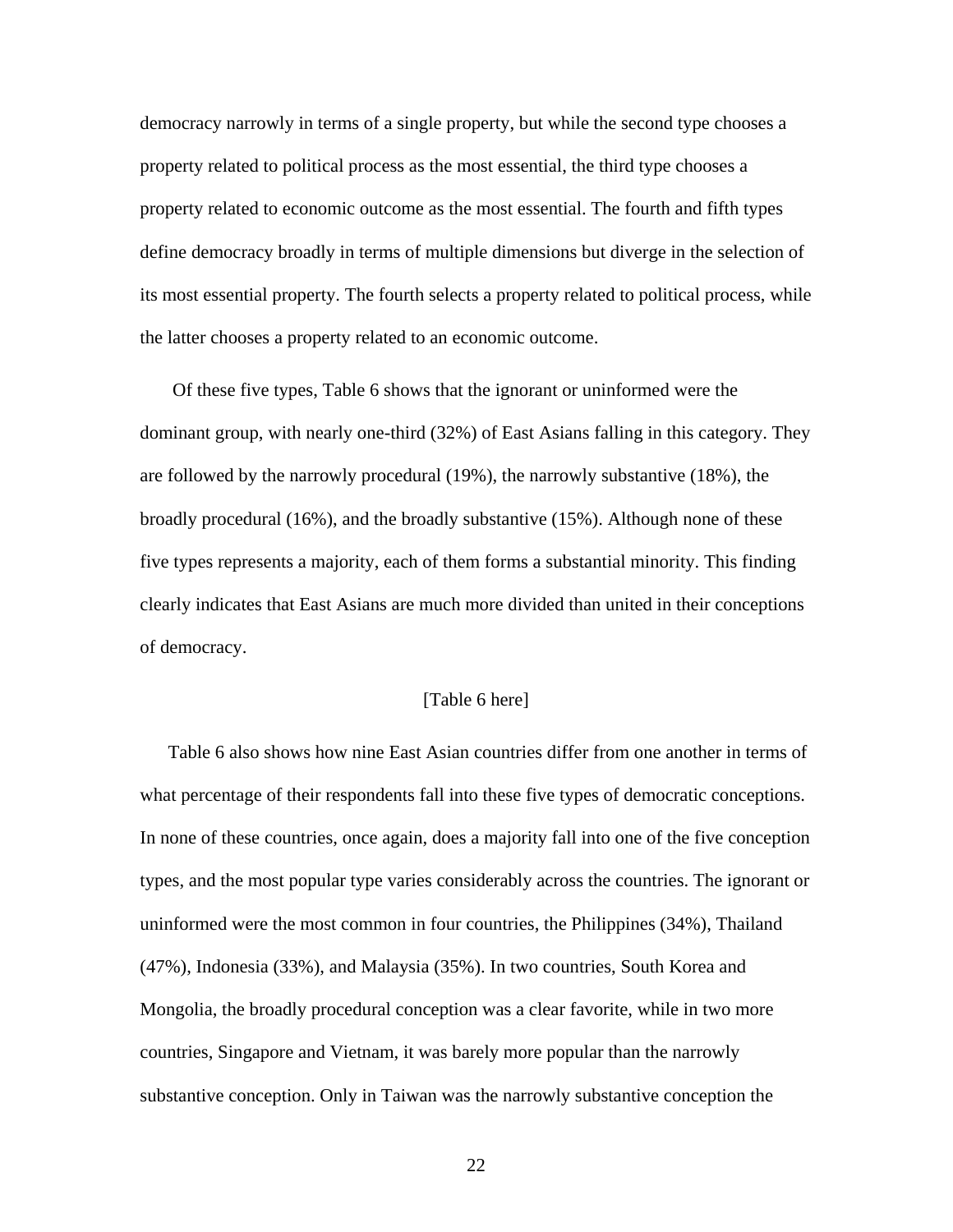democracy narrowly in terms of a single property, but while the second type chooses a property related to political process as the most essential, the third type chooses a property related to economic outcome as the most essential. The fourth and fifth types define democracy broadly in terms of multiple dimensions but diverge in the selection of its most essential property. The fourth selects a property related to political process, while the latter chooses a property related to an economic outcome.

Of these five types, Table 6 shows that the ignorant or uninformed were the dominant group, with nearly one-third (32%) of East Asians falling in this category. They are followed by the narrowly procedural (19%), the narrowly substantive (18%), the broadly procedural (16%), and the broadly substantive (15%). Although none of these five types represents a majority, each of them forms a substantial minority. This finding clearly indicates that East Asians are much more divided than united in their conceptions of democracy.

[Table 6 here]

Table 6 also shows how nine East Asian countries differ from one another in terms of what percentage of their respondents fall into these five types of democratic conceptions. In none of these countries, once again, does a majority fall into one of the five conception types, and the most popular type varies considerably across the countries. The ignorant or uninformed were the most common in four countries, the Philippines (34%), Thailand (47%), Indonesia (33%), and Malaysia (35%). In two countries, South Korea and Mongolia, the broadly procedural conception was a clear favorite, while in two more countries, Singapore and Vietnam, it was barely more popular than the narrowly substantive conception. Only in Taiwan was the narrowly substantive conception the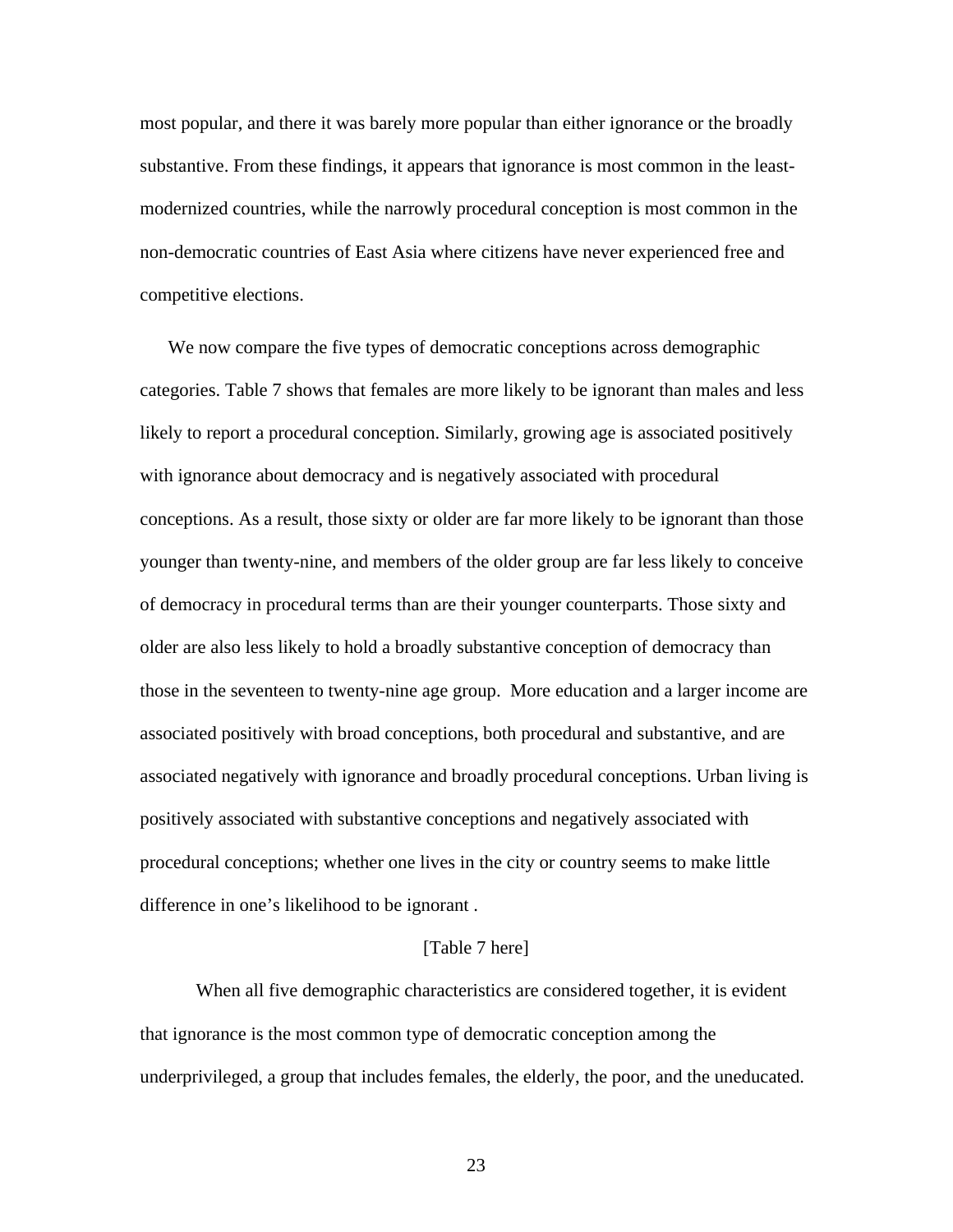most popular, and there it was barely more popular than either ignorance or the broadly substantive. From these findings, it appears that ignorance is most common in the least-modernized countries, while the narrowly procedural conception is most common in the non-democratic countries of East Asia where citizens have never experienced free and competitive elections.

We now compare the five types of democratic conceptions across demographic categories. Table 7 shows that females are more likely to be ignorant than males and less likely to report a procedural conception. Similarly, growing age is associated positively with ignorance about democracy and is negatively associated with procedural conceptions. As a result, those sixty or older are far more likely to be ignorant than those younger than twenty-nine, and members of the older group are far less likely to conceive of democracy in procedural terms than are their younger counterparts. Those sixty and older are also less likely to hold a broadly substantive conception of democracy than those in the seventeen to twenty-nine age group. More education and a larger income are associated positively with broad conceptions, both procedural and substantive, and are associated negatively with ignorance and broadly procedural conceptions. Urban living is positively associated with substantive conceptions and negatively associated with procedural conceptions; whether one lives in the city or country seems to make little difference in one's likelihood to be ignorant .

[Table 7 here]

When all five demographic characteristics are considered together, it is evident that ignorance is the most common type of democratic conception among the underprivileged, a group that includes females, the elderly, the poor, and the uneducated.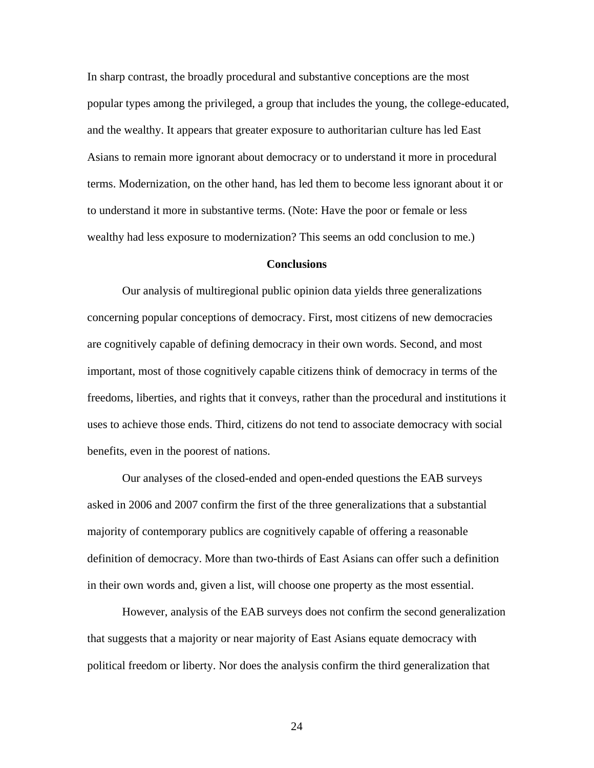In sharp contrast, the broadly procedural and substantive conceptions are the most popular types among the privileged, a group that includes the young, the college-educated, and the wealthy. It appears that greater exposure to authoritarian culture has led East Asians to remain more ignorant about democracy or to understand it more in procedural terms. Modernization, on the other hand, has led them to become less ignorant about it or to understand it more in substantive terms. (Note: Have the poor or female or less wealthy had less exposure to modernization? This seems an odd conclusion to me.)

**Conclusions**

Our analysis of multiregional public opinion data yields three generalizations concerning popular conceptions of democracy. First, most citizens of new democracies are cognitively capable of defining democracy in their own words. Second, and most important, most of those cognitively capable citizens think of democracy in terms of the freedoms, liberties, and rights that it conveys, rather than the procedural and institutions it uses to achieve those ends. Third, citizens do not tend to associate democracy with social benefits, even in the poorest of nations.

Our analyses of the closed-ended and open-ended questions the EAB surveys asked in 2006 and 2007 confirm the first of the three generalizations that a substantial majority of contemporary publics are cognitively capable of offering a reasonable definition of democracy. More than two-thirds of East Asians can offer such a definition in their own words and, given a list, will choose one property as the most essential.

However, analysis of the EAB surveys does not confirm the second generalization that suggests that a majority or near majority of East Asians equate democracy with political freedom or liberty. Nor does the analysis confirm the third generalization that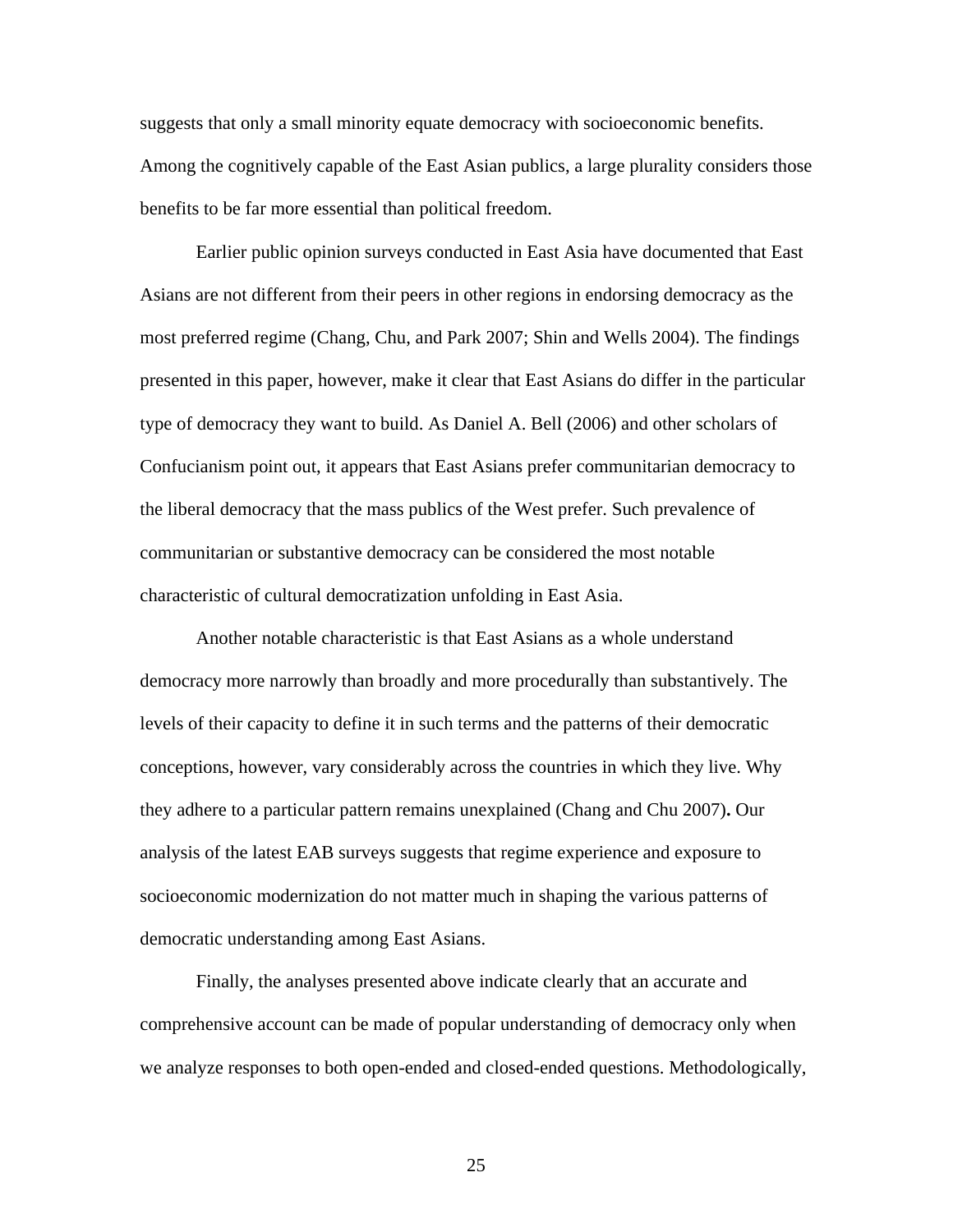suggests that only a small minority equate democracy with socioeconomic benefits. Among the cognitively capable of the East Asian publics, a large plurality considers those benefits to be far more essential than political freedom.

Earlier public opinion surveys conducted in East Asia have documented that East Asians are not different from their peers in other regions in endorsing democracy as the most preferred regime (Chang, Chu, and Park 2007; Shin and Wells 2004). The findings presented in this paper, however, make it clear that East Asians do differ in the particular type of democracy they want to build. As Daniel A. Bell (2006) and other scholars of Confucianism point out, it appears that East Asians prefer communitarian democracy to the liberal democracy that the mass publics of the West prefer. Such prevalence of communitarian or substantive democracy can be considered the most notable characteristic of cultural democratization unfolding in East Asia.

Another notable characteristic is that East Asians as a whole understand democracy more narrowly than broadly and more procedurally than substantively. The levels of their capacity to define it in such terms and the patterns of their democratic conceptions, however, vary considerably across the countries in which they live. Why they adhere to a particular pattern remains unexplained (Chang and Chu 2007)**.** Our analysis of the latest EAB surveys suggests that regime experience and exposure to socioeconomic modernization do not matter much in shaping the various patterns of democratic understanding among East Asians.

Finally, the analyses presented above indicate clearly that an accurate and comprehensive account can be made of popular understanding of democracy only when we analyze responses to both open-ended and closed-ended questions. Methodologically,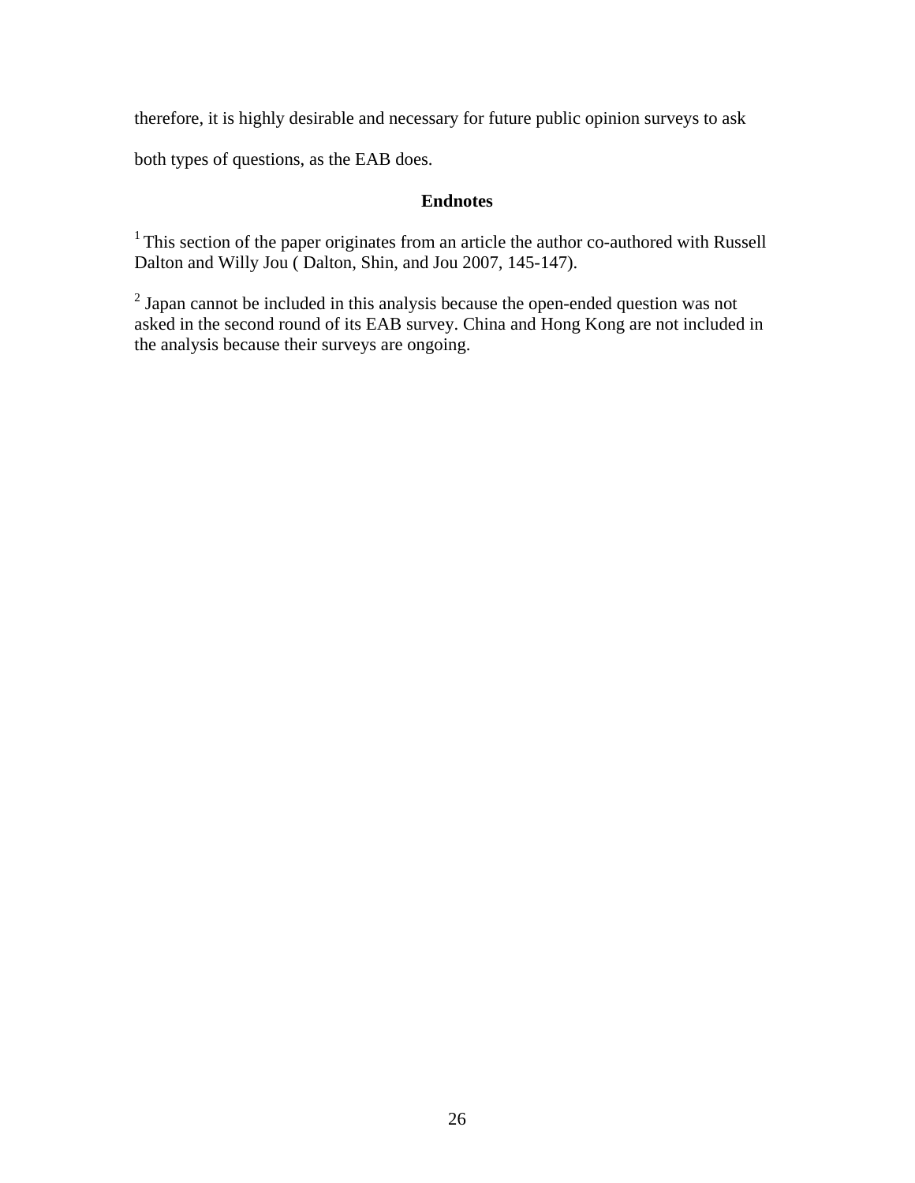therefore, it is highly desirable and necessary for future public opinion surveys to ask both types of questions, as the EAB does.

## Endnotes

[1] This section of the paper originates from an article the author co-authored with Russell Dalton and Willy Jou ( Dalton, Shin, and Jou 2007, 145-147).

[2] Japan cannot be included in this analysis because the open-ended question was not asked in the second round of its EAB survey. China and Hong Kong are not included in the analysis because their surveys are ongoing.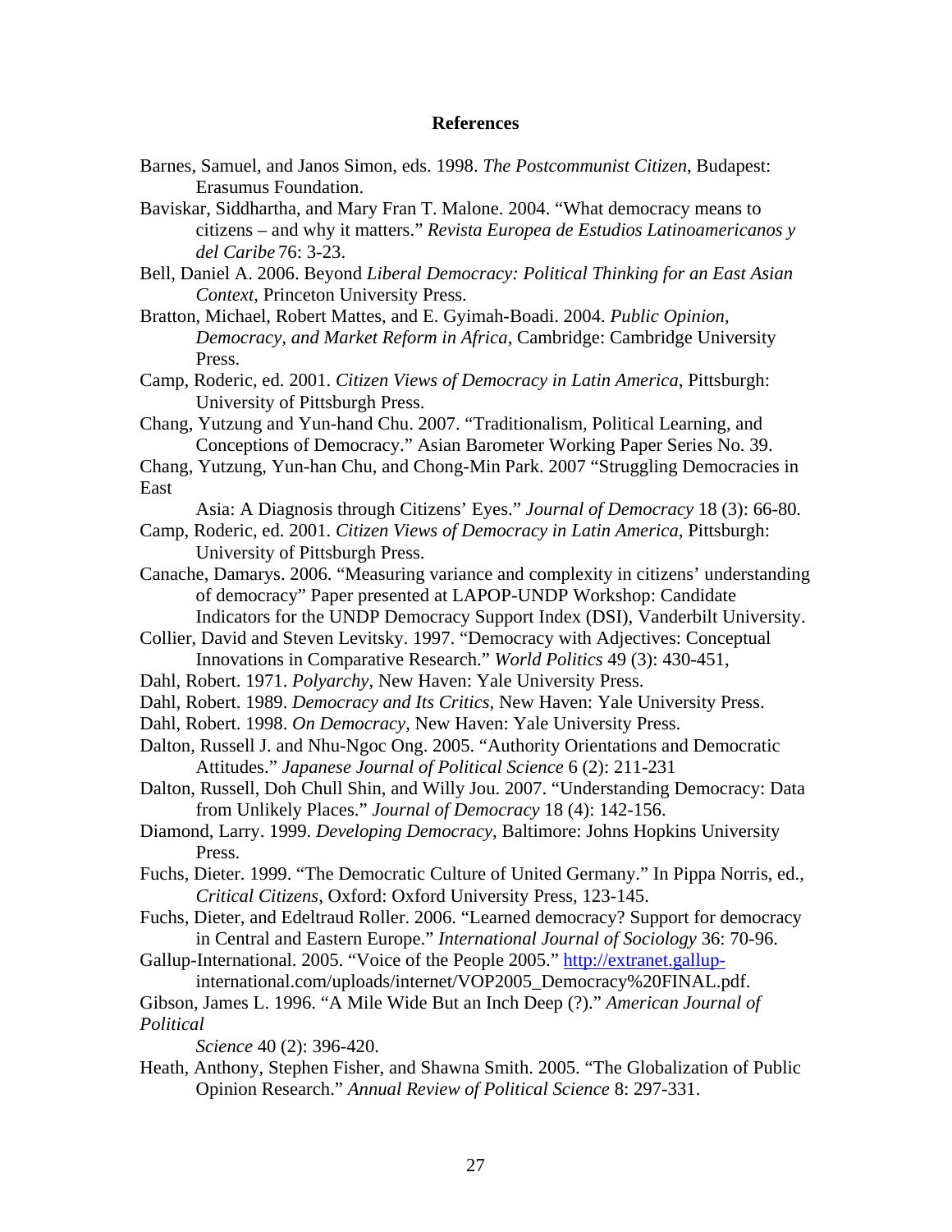## References

Barnes, Samuel, and Janos Simon, eds. 1998. *The Postcommunist Citizen*, Budapest: Erasumus Foundation.

Baviskar, Siddhartha, and Mary Fran T. Malone. 2004. "What democracy means to citizens – and why it matters." *Revista Europea de Estudios Latinoamericanos y del Caribe* 76: 3-23.

Bell, Daniel A. 2006. Beyond *Liberal Democracy: Political Thinking for an East Asian Context*, Princeton University Press.

Bratton, Michael, Robert Mattes, and E. Gyimah-Boadi. 2004. *Public Opinion, Democracy, and Market Reform in Africa*, Cambridge: Cambridge University Press.

Camp, Roderic, ed. 2001. *Citizen Views of Democracy in Latin America*, Pittsburgh: University of Pittsburgh Press.

Chang, Yutzung and Yun-hand Chu. 2007. "Traditionalism, Political Learning, and Conceptions of Democracy." Asian Barometer Working Paper Series No. 39.

Chang, Yutzung, Yun-han Chu, and Chong-Min Park. 2007 "Struggling Democracies in East Asia: A Diagnosis through Citizens' Eyes." *Journal of Democracy* 18 (3): 66-80.

Camp, Roderic, ed. 2001. *Citizen Views of Democracy in Latin America*, Pittsburgh: University of Pittsburgh Press.

Canache, Damarys. 2006. "Measuring variance and complexity in citizens' understanding of democracy" Paper presented at LAPOP-UNDP Workshop: Candidate Indicators for the UNDP Democracy Support Index (DSI), Vanderbilt University.

Collier, David and Steven Levitsky. 1997. "Democracy with Adjectives: Conceptual Innovations in Comparative Research." *World Politics* 49 (3): 430-451,

Dahl, Robert. 1971. *Polyarchy*, New Haven: Yale University Press.

Dahl, Robert. 1989. *Democracy and Its Critics*, New Haven: Yale University Press.

Dahl, Robert. 1998. *On Democracy*, New Haven: Yale University Press.

Dalton, Russell J. and Nhu-Ngoc Ong. 2005. "Authority Orientations and Democratic Attitudes." *Japanese Journal of Political Science* 6 (2): 211-231

Dalton, Russell, Doh Chull Shin, and Willy Jou. 2007. "Understanding Democracy: Data from Unlikely Places." *Journal of Democracy* 18 (4): 142-156.

Diamond, Larry. 1999. *Developing Democracy*, Baltimore: Johns Hopkins University Press.

Fuchs, Dieter. 1999. "The Democratic Culture of United Germany." In Pippa Norris, ed., *Critical Citizens*, Oxford: Oxford University Press, 123-145.

Fuchs, Dieter, and Edeltraud Roller. 2006. "Learned democracy? Support for democracy in Central and Eastern Europe." *International Journal of Sociology* 36: 70-96.

Gallup-International. 2005. "Voice of the People 2005." http://extranet.gallup-international.com/uploads/internet/VOP2005_Democracy%20FINAL.pdf.

Gibson, James L. 1996. "A Mile Wide But an Inch Deep (?)." *American Journal of Political Science* 40 (2): 396-420.

Heath, Anthony, Stephen Fisher, and Shawna Smith. 2005. "The Globalization of Public Opinion Research." *Annual Review of Political Science* 8: 297-331.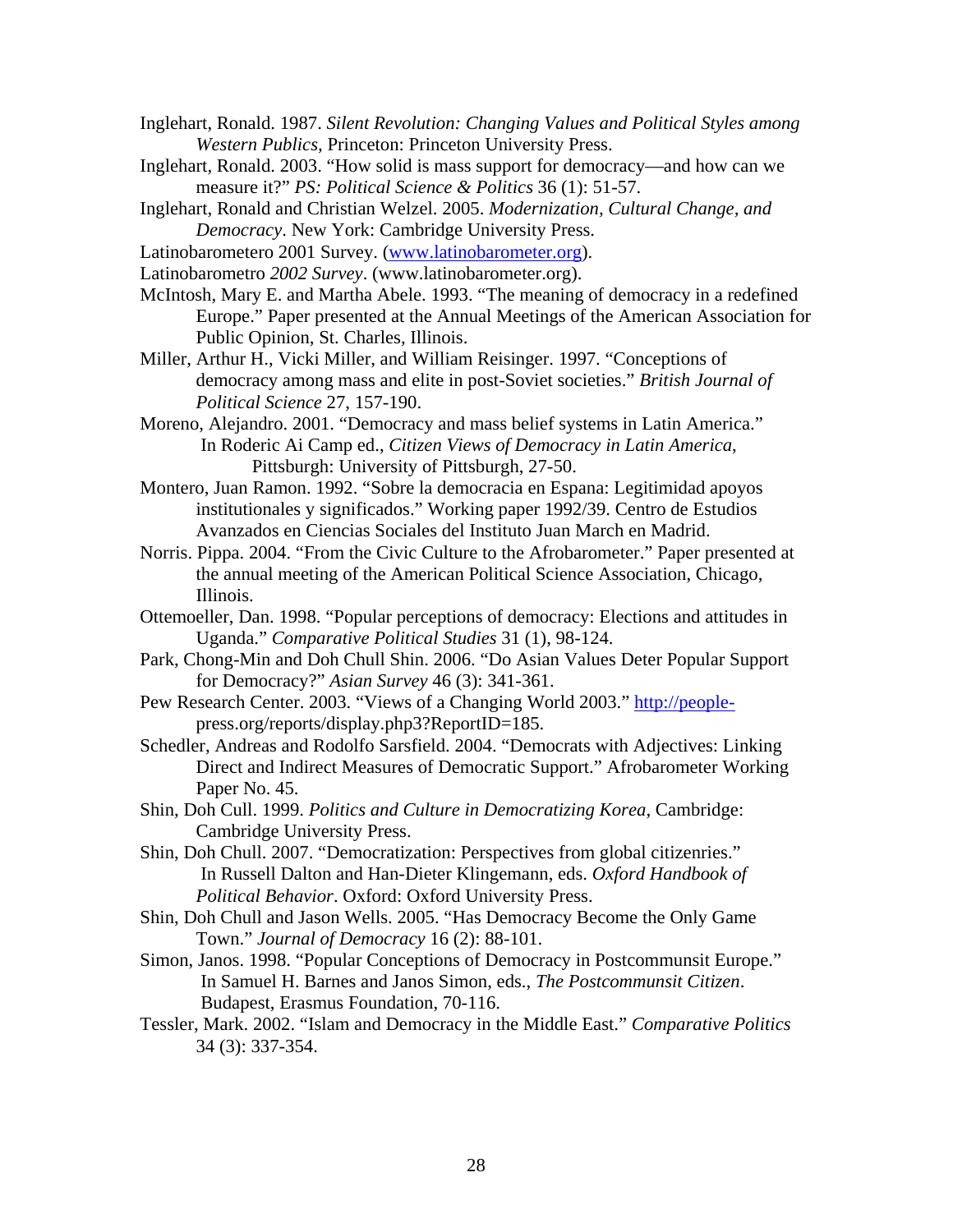Inglehart, Ronald. 1987. *Silent Revolution: Changing Values and Political Styles among Western Publics*, Princeton: Princeton University Press.

Inglehart, Ronald. 2003. "How solid is mass support for democracy—and how can we measure it?" *PS: Political Science & Politics* 36 (1): 51-57.

Inglehart, Ronald and Christian Welzel. 2005. *Modernization, Cultural Change, and Democracy*. New York: Cambridge University Press.

Latinobarometero 2001 Survey. (www.latinobarometer.org).

Latinobarometro *2002 Survey*. (www.latinobarometer.org).

McIntosh, Mary E. and Martha Abele. 1993. "The meaning of democracy in a redefined Europe." Paper presented at the Annual Meetings of the American Association for Public Opinion, St. Charles, Illinois.

Miller, Arthur H., Vicki Miller, and William Reisinger. 1997. "Conceptions of democracy among mass and elite in post-Soviet societies." *British Journal of Political Science* 27, 157-190.

Moreno, Alejandro. 2001. "Democracy and mass belief systems in Latin America." In Roderic Ai Camp ed., *Citizen Views of Democracy in Latin America*, Pittsburgh: University of Pittsburgh, 27-50.

Montero, Juan Ramon. 1992. "Sobre la democracia en Espana: Legitimidad apoyos institutionales y significados." Working paper 1992/39. Centro de Estudios Avanzados en Ciencias Sociales del Instituto Juan March en Madrid.

Norris. Pippa. 2004. "From the Civic Culture to the Afrobarometer." Paper presented at the annual meeting of the American Political Science Association, Chicago, Illinois.

Ottemoeller, Dan. 1998. "Popular perceptions of democracy: Elections and attitudes in Uganda." *Comparative Political Studies* 31 (1), 98-124.

Park, Chong-Min and Doh Chull Shin. 2006. "Do Asian Values Deter Popular Support for Democracy?" *Asian Survey* 46 (3): 341-361.

Pew Research Center. 2003. "Views of a Changing World 2003." http://people-press.org/reports/display.php3?ReportID=185.

Schedler, Andreas and Rodolfo Sarsfield. 2004. "Democrats with Adjectives: Linking Direct and Indirect Measures of Democratic Support." Afrobarometer Working Paper No. 45.

Shin, Doh Cull. 1999. *Politics and Culture in Democratizing Korea*, Cambridge: Cambridge University Press.

Shin, Doh Chull. 2007. "Democratization: Perspectives from global citizenries." In Russell Dalton and Han-Dieter Klingemann, eds. *Oxford Handbook of Political Behavior*. Oxford: Oxford University Press.

Shin, Doh Chull and Jason Wells. 2005. "Has Democracy Become the Only Game Town." *Journal of Democracy* 16 (2): 88-101.

Simon, Janos. 1998. "Popular Conceptions of Democracy in Postcommunsit Europe." In Samuel H. Barnes and Janos Simon, eds., *The Postcommunsit Citizen*. Budapest, Erasmus Foundation, 70-116.

Tessler, Mark. 2002. "Islam and Democracy in the Middle East." *Comparative Politics* 34 (3): 337-354.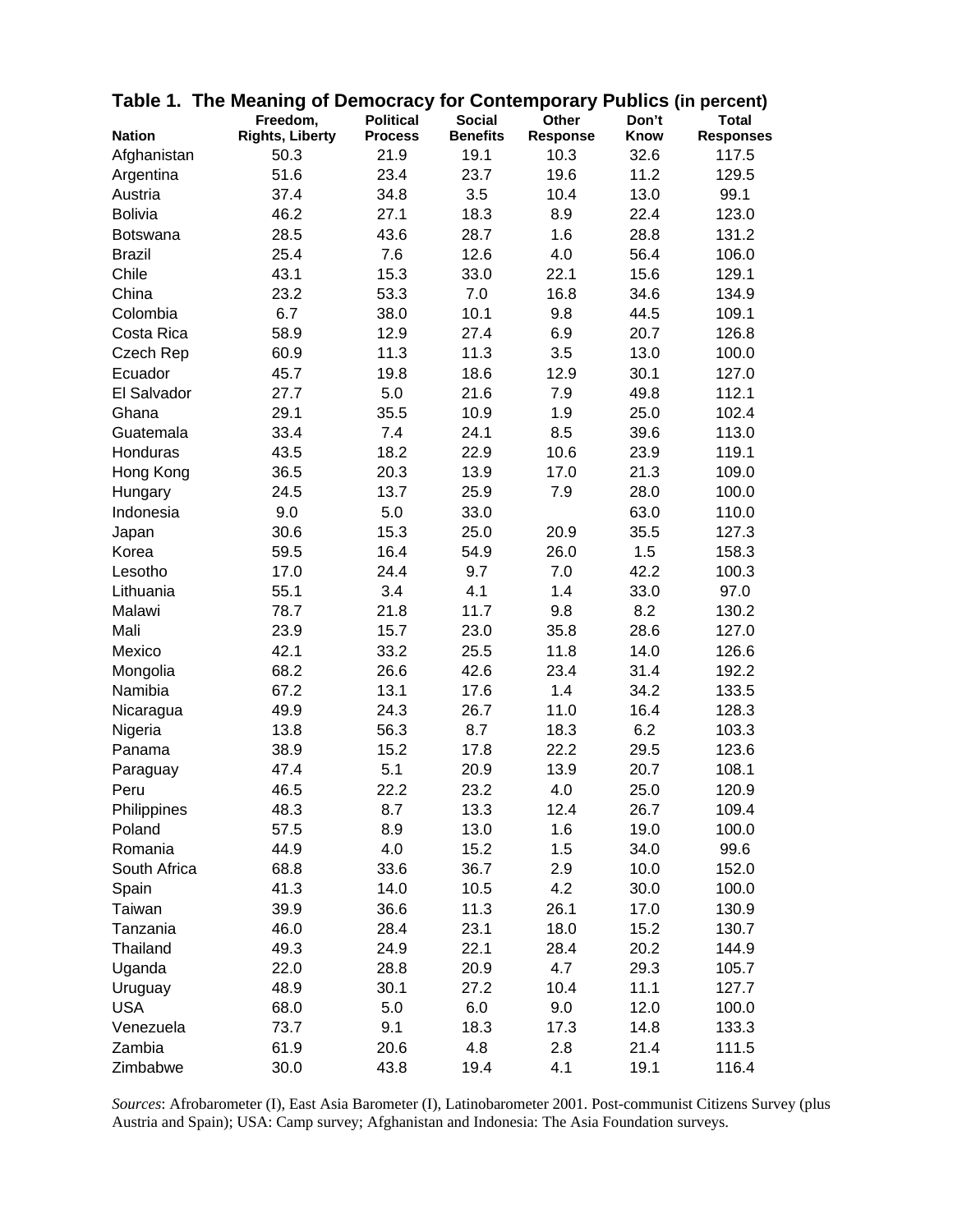**Table 1. The Meaning of Democracy for Contemporary Publics (in percent)**

| Nation | Freedom, Rights, Liberty | Political Process | Social Benefits | Other Response | Don't Know | Total Responses |
|---|---|---|---|---|---|---|
| Afghanistan | 50.3 | 21.9 | 19.1 | 10.3 | 32.6 | 117.5 |
| Argentina | 51.6 | 23.4 | 23.7 | 19.6 | 11.2 | 129.5 |
| Austria | 37.4 | 34.8 | 3.5 | 10.4 | 13.0 | 99.1 |
| Bolivia | 46.2 | 27.1 | 18.3 | 8.9 | 22.4 | 123.0 |
| Botswana | 28.5 | 43.6 | 28.7 | 1.6 | 28.8 | 131.2 |
| Brazil | 25.4 | 7.6 | 12.6 | 4.0 | 56.4 | 106.0 |
| Chile | 43.1 | 15.3 | 33.0 | 22.1 | 15.6 | 129.1 |
| China | 23.2 | 53.3 | 7.0 | 16.8 | 34.6 | 134.9 |
| Colombia | 6.7 | 38.0 | 10.1 | 9.8 | 44.5 | 109.1 |
| Costa Rica | 58.9 | 12.9 | 27.4 | 6.9 | 20.7 | 126.8 |
| Czech Rep | 60.9 | 11.3 | 11.3 | 3.5 | 13.0 | 100.0 |
| Ecuador | 45.7 | 19.8 | 18.6 | 12.9 | 30.1 | 127.0 |
| El Salvador | 27.7 | 5.0 | 21.6 | 7.9 | 49.8 | 112.1 |
| Ghana | 29.1 | 35.5 | 10.9 | 1.9 | 25.0 | 102.4 |
| Guatemala | 33.4 | 7.4 | 24.1 | 8.5 | 39.6 | 113.0 |
| Honduras | 43.5 | 18.2 | 22.9 | 10.6 | 23.9 | 119.1 |
| Hong Kong | 36.5 | 20.3 | 13.9 | 17.0 | 21.3 | 109.0 |
| Hungary | 24.5 | 13.7 | 25.9 | 7.9 | 28.0 | 100.0 |
| Indonesia | 9.0 | 5.0 | 33.0 | | 63.0 | 110.0 |
| Japan | 30.6 | 15.3 | 25.0 | 20.9 | 35.5 | 127.3 |
| Korea | 59.5 | 16.4 | 54.9 | 26.0 | 1.5 | 158.3 |
| Lesotho | 17.0 | 24.4 | 9.7 | 7.0 | 42.2 | 100.3 |
| Lithuania | 55.1 | 3.4 | 4.1 | 1.4 | 33.0 | 97.0 |
| Malawi | 78.7 | 21.8 | 11.7 | 9.8 | 8.2 | 130.2 |
| Mali | 23.9 | 15.7 | 23.0 | 35.8 | 28.6 | 127.0 |
| Mexico | 42.1 | 33.2 | 25.5 | 11.8 | 14.0 | 126.6 |
| Mongolia | 68.2 | 26.6 | 42.6 | 23.4 | 31.4 | 192.2 |
| Namibia | 67.2 | 13.1 | 17.6 | 1.4 | 34.2 | 133.5 |
| Nicaragua | 49.9 | 24.3 | 26.7 | 11.0 | 16.4 | 128.3 |
| Nigeria | 13.8 | 56.3 | 8.7 | 18.3 | 6.2 | 103.3 |
| Panama | 38.9 | 15.2 | 17.8 | 22.2 | 29.5 | 123.6 |
| Paraguay | 47.4 | 5.1 | 20.9 | 13.9 | 20.7 | 108.1 |
| Peru | 46.5 | 22.2 | 23.2 | 4.0 | 25.0 | 120.9 |
| Philippines | 48.3 | 8.7 | 13.3 | 12.4 | 26.7 | 109.4 |
| Poland | 57.5 | 8.9 | 13.0 | 1.6 | 19.0 | 100.0 |
| Romania | 44.9 | 4.0 | 15.2 | 1.5 | 34.0 | 99.6 |
| South Africa | 68.8 | 33.6 | 36.7 | 2.9 | 10.0 | 152.0 |
| Spain | 41.3 | 14.0 | 10.5 | 4.2 | 30.0 | 100.0 |
| Taiwan | 39.9 | 36.6 | 11.3 | 26.1 | 17.0 | 130.9 |
| Tanzania | 46.0 | 28.4 | 23.1 | 18.0 | 15.2 | 130.7 |
| Thailand | 49.3 | 24.9 | 22.1 | 28.4 | 20.2 | 144.9 |
| Uganda | 22.0 | 28.8 | 20.9 | 4.7 | 29.3 | 105.7 |
| Uruguay | 48.9 | 30.1 | 27.2 | 10.4 | 11.1 | 127.7 |
| USA | 68.0 | 5.0 | 6.0 | 9.0 | 12.0 | 100.0 |
| Venezuela | 73.7 | 9.1 | 18.3 | 17.3 | 14.8 | 133.3 |
| Zambia | 61.9 | 20.6 | 4.8 | 2.8 | 21.4 | 111.5 |
| Zimbabwe | 30.0 | 43.8 | 19.4 | 4.1 | 19.1 | 116.4 |

*Sources*: Afrobarometer (I), East Asia Barometer (I), Latinobarometer 2001. Post-communist Citizens Survey (plus Austria and Spain); USA: Camp survey; Afghanistan and Indonesia: The Asia Foundation surveys.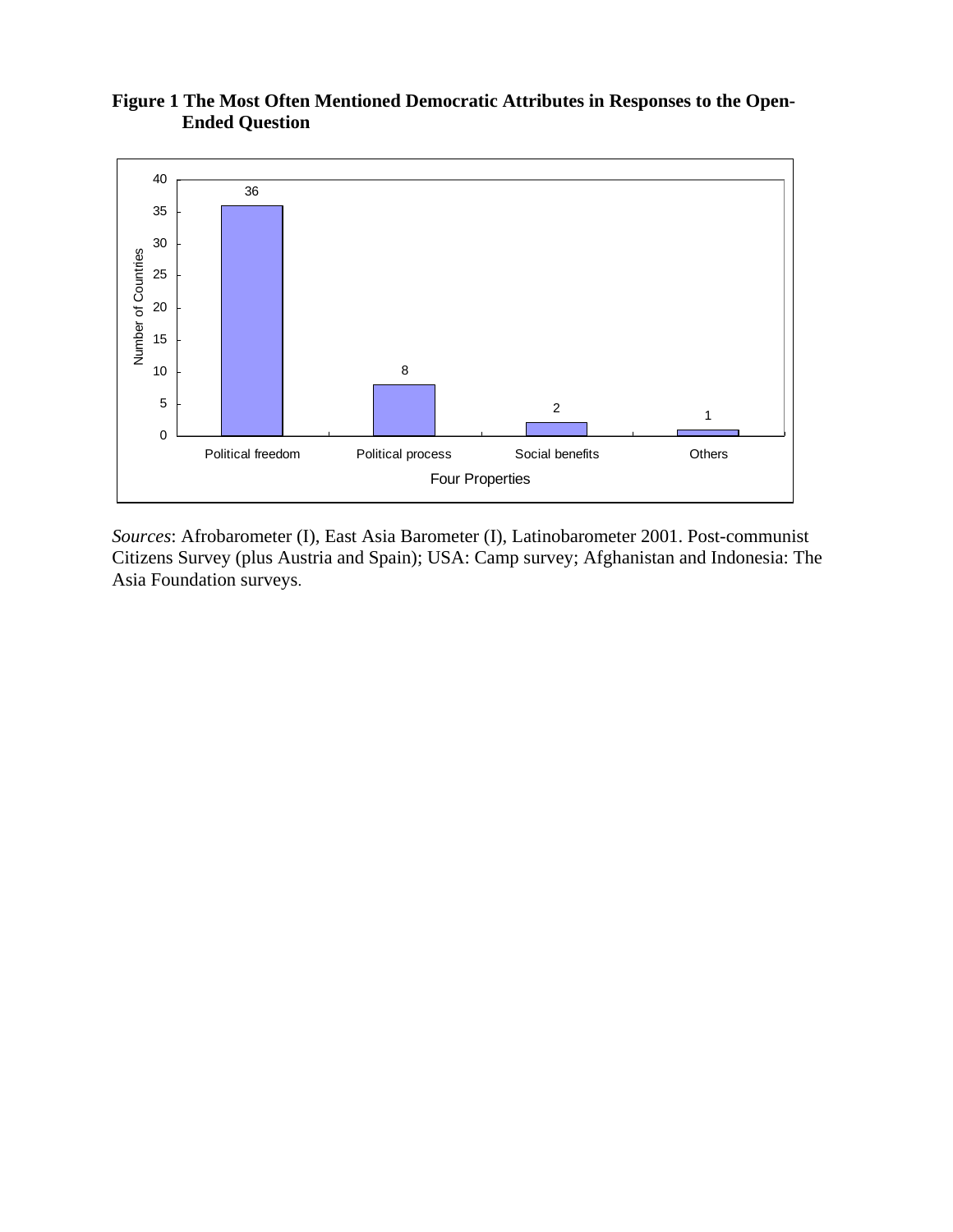**Figure 1 The Most Often Mentioned Democratic Attributes in Responses to the Open-Ended Question**

| Four Properties | Number of Countries |
|---|---|
| Political freedom | 36 |
| Political process | 8 |
| Social benefits | 2 |
| Others | 1 |

*Sources*: Afrobarometer (I), East Asia Barometer (I), Latinobarometer 2001. Post-communist Citizens Survey (plus Austria and Spain); USA: Camp survey; Afghanistan and Indonesia: The Asia Foundation surveys.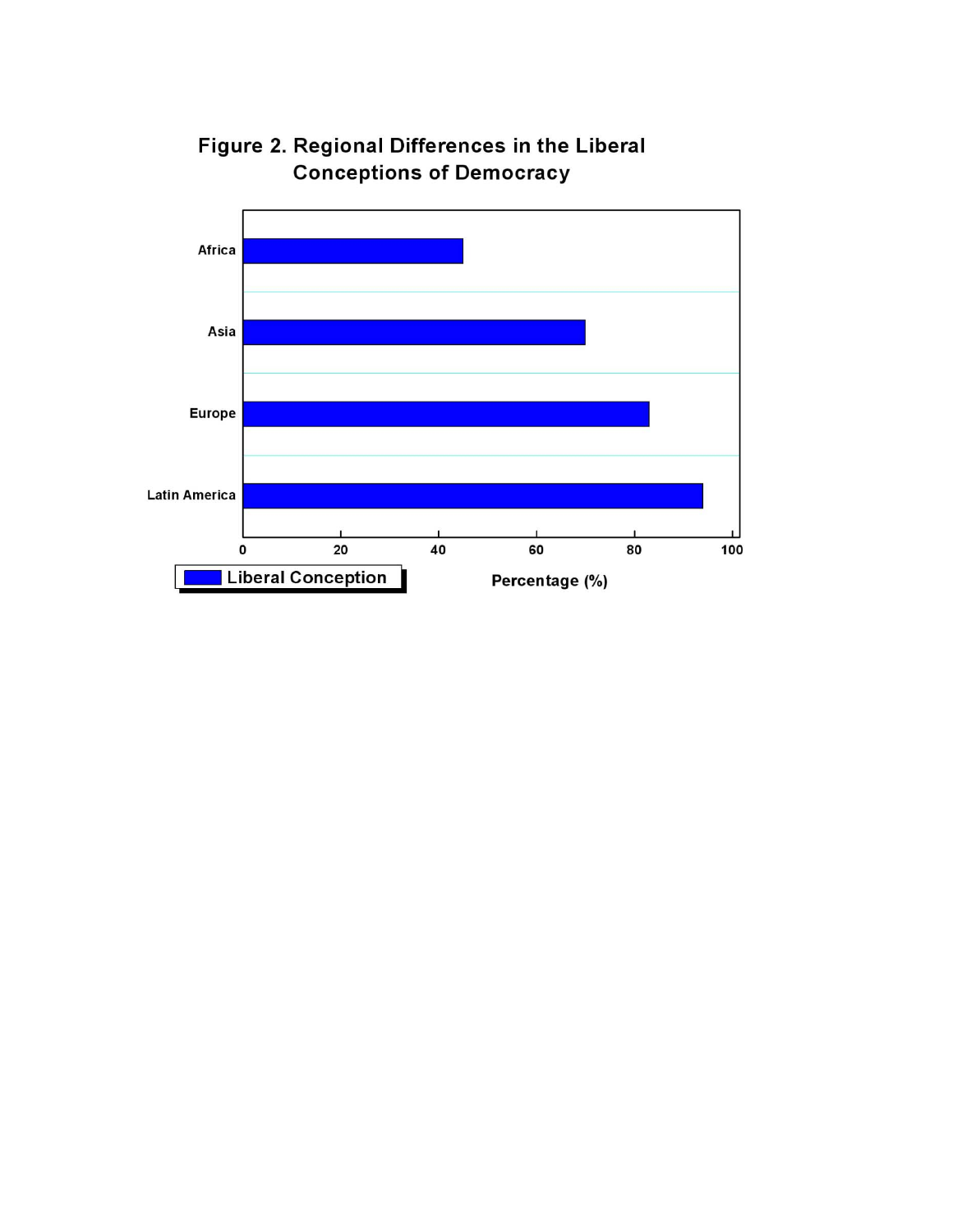**Figure 2. Regional Differences in the Liberal Conceptions of Democracy**

| Region | Liberal Conception (%) |
|---|---|
| Africa | 45 |
| Asia | 70 |
| Europe | 83 |
| Latin America | 94 |

Percentage (%)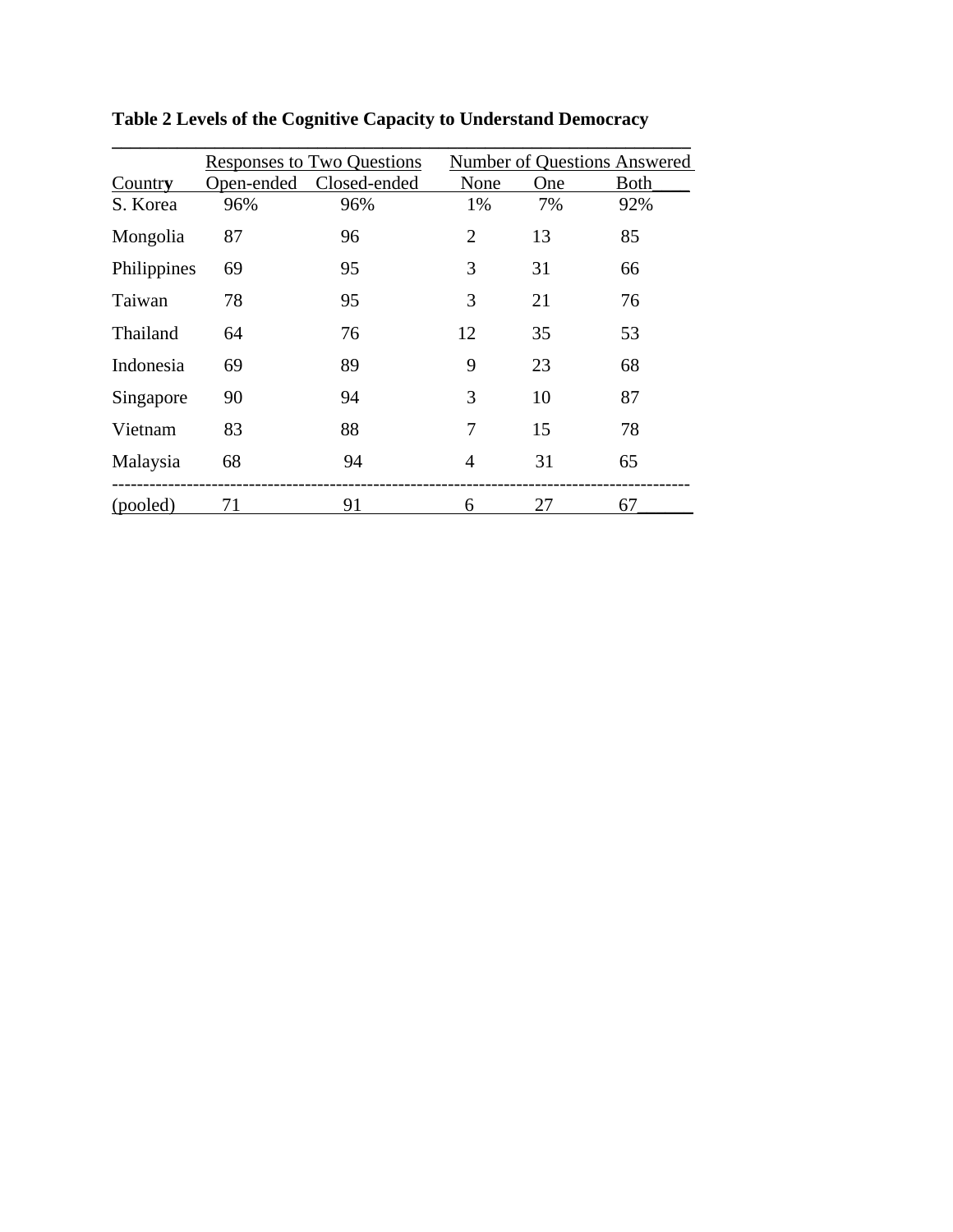**Table 2 Levels of the Cognitive Capacity to Understand Democracy**

| | Responses to Two Questions | | Number of Questions Answered | | |
|---|---|---|---|---|---|
| Country | Open-ended | Closed-ended | None | One | Both |
| S. Korea | 96% | 96% | 1% | 7% | 92% |
| Mongolia | 87 | 96 | 2 | 13 | 85 |
| Philippines | 69 | 95 | 3 | 31 | 66 |
| Taiwan | 78 | 95 | 3 | 21 | 76 |
| Thailand | 64 | 76 | 12 | 35 | 53 |
| Indonesia | 69 | 89 | 9 | 23 | 68 |
| Singapore | 90 | 94 | 3 | 10 | 87 |
| Vietnam | 83 | 88 | 7 | 15 | 78 |
| Malaysia | 68 | 94 | 4 | 31 | 65 |
| (pooled) | 71 | 91 | 6 | 27 | 67 |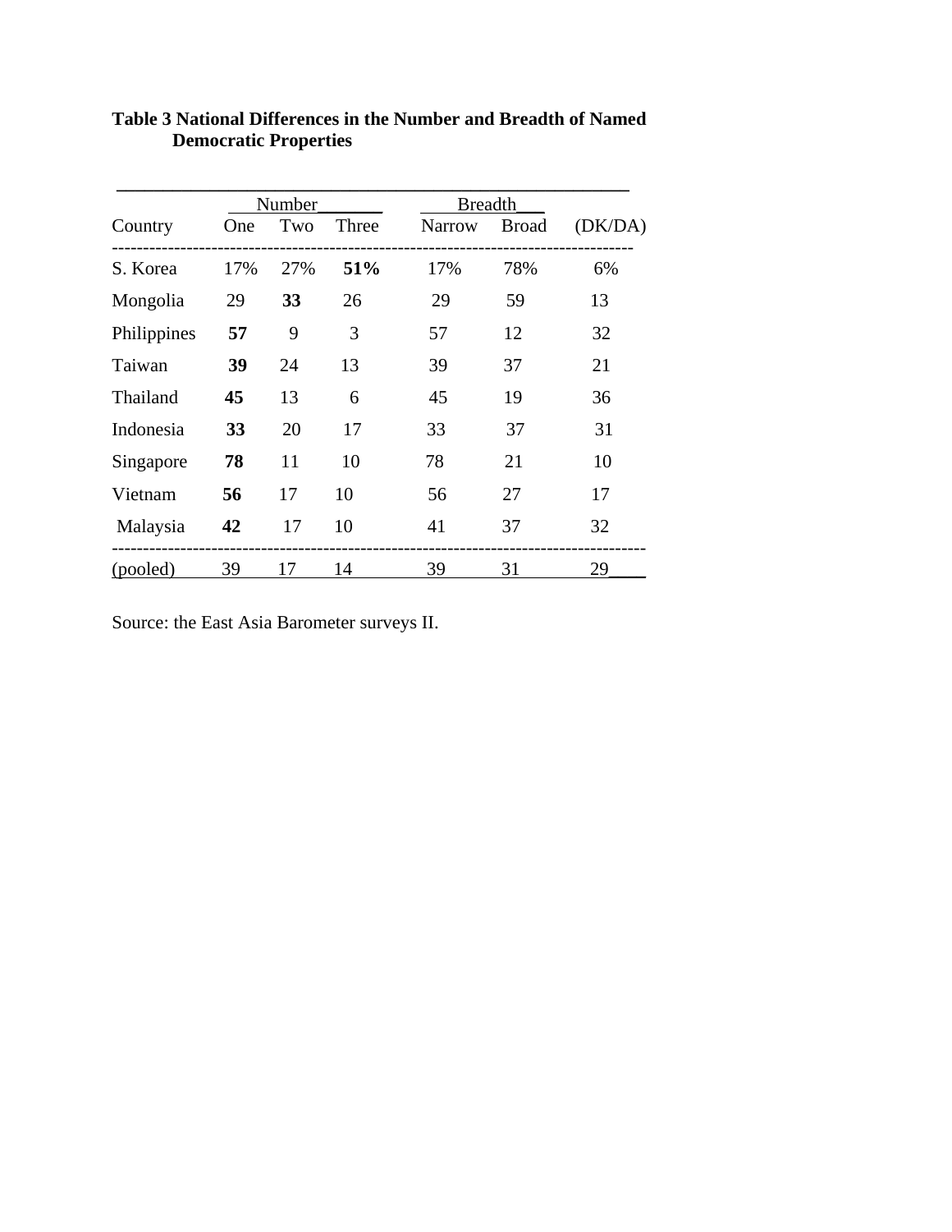**Table 3 National Differences in the Number and Breadth of Named Democratic Properties**

| | Number | | | Breadth | | |
|---|---|---|---|---|---|---|
| Country | One | Two | Three | Narrow | Broad | (DK/DA) |
| S. Korea | 17% | 27% | **51%** | 17% | 78% | 6% |
| Mongolia | 29 | **33** | 26 | 29 | 59 | 13 |
| Philippines | **57** | 9 | 3 | 57 | 12 | 32 |
| Taiwan | **39** | 24 | 13 | 39 | 37 | 21 |
| Thailand | **45** | 13 | 6 | 45 | 19 | 36 |
| Indonesia | **33** | 20 | 17 | 33 | 37 | 31 |
| Singapore | **78** | 11 | 10 | 78 | 21 | 10 |
| Vietnam | **56** | 17 | 10 | 56 | 27 | 17 |
| Malaysia | **42** | 17 | 10 | 41 | 37 | 32 |
| (pooled) | 39 | 17 | 14 | 39 | 31 | 29 |

Source: the East Asia Barometer surveys II.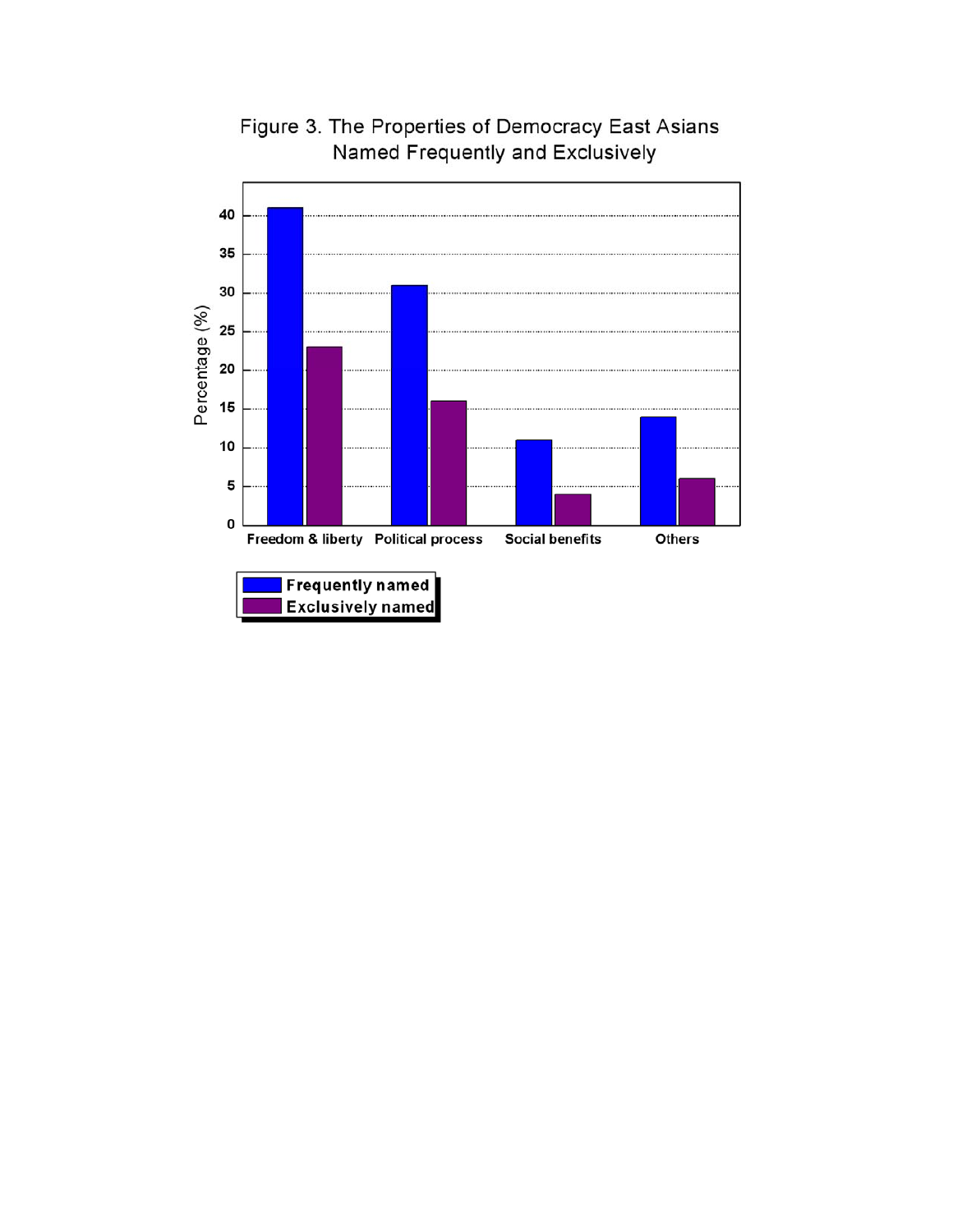Figure 3. The Properties of Democracy East Asians Named Frequently and Exclusively

Percentage (%)

Freedom & liberty | Political process | Social benefits | Others

Frequently named
Exclusively named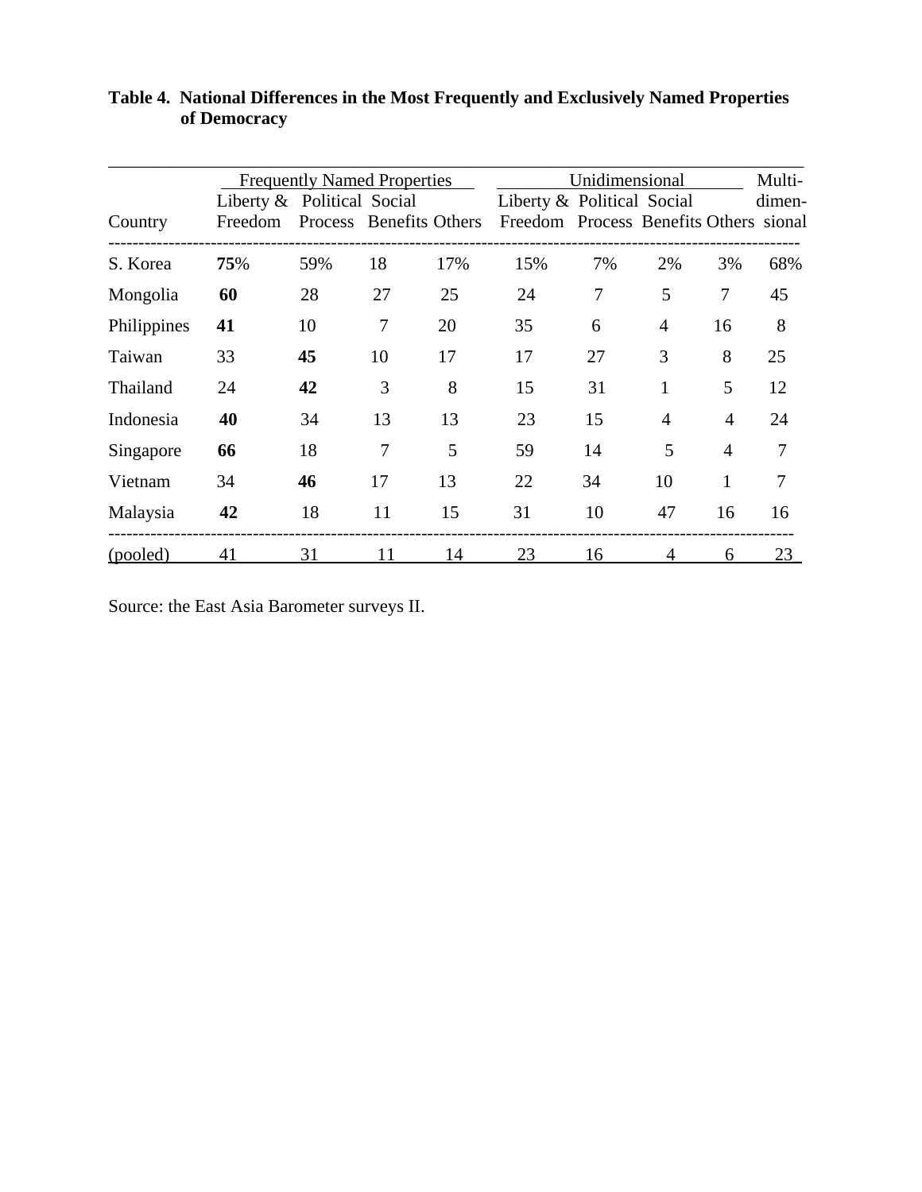**Table 4. National Differences in the Most Frequently and Exclusively Named Properties of Democracy**

| | Frequently Named Properties | | | | Unidimensional | | | | Multi-dimensional |
|---|---|---|---|---|---|---|---|---|---|
| Country | Liberty & Freedom | Political Process | Social Benefits | Others | Liberty & Freedom | Political Process | Social Benefits | Others | |
| S. Korea | **75**% | 59% | 18 | 17% | 15% | 7% | 2% | 3% | 68% |
| Mongolia | **60** | 28 | 27 | 25 | 24 | 7 | 5 | 7 | 45 |
| Philippines | **41** | 10 | 7 | 20 | 35 | 6 | 4 | 16 | 8 |
| Taiwan | 33 | **45** | 10 | 17 | 17 | 27 | 3 | 8 | 25 |
| Thailand | 24 | **42** | 3 | 8 | 15 | 31 | 1 | 5 | 12 |
| Indonesia | **40** | 34 | 13 | 13 | 23 | 15 | 4 | 4 | 24 |
| Singapore | **66** | 18 | 7 | 5 | 59 | 14 | 5 | 4 | 7 |
| Vietnam | 34 | **46** | 17 | 13 | 22 | 34 | 10 | 1 | 7 |
| Malaysia | **42** | 18 | 11 | 15 | 31 | 10 | 47 | 16 | 16 |
| (pooled) | 41 | 31 | 11 | 14 | 23 | 16 | 4 | 6 | 23 |

Source: the East Asia Barometer surveys II.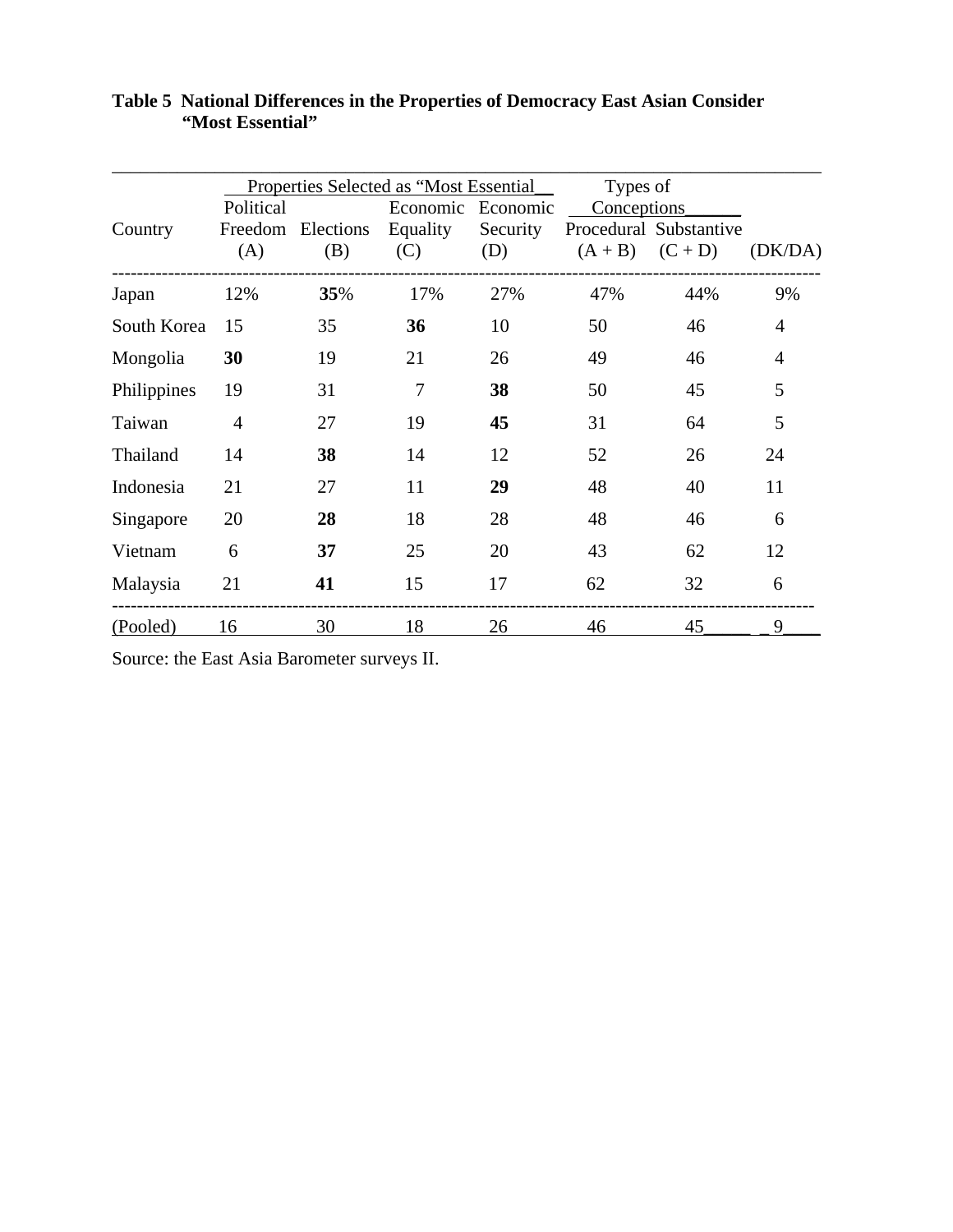**Table 5 National Differences in the Properties of Democracy East Asian Consider "Most Essential"**

| | Properties Selected as "Most Essential" | | | | Types of Conceptions | | |
|---|---|---|---|---|---|---|---|
| Country | Political Freedom (A) | Elections (B) | Economic Equality (C) | Economic Security (D) | Procedural (A + B) | Substantive (C + D) | (DK/DA) |
| Japan | 12% | **35**% | 17% | 27% | 47% | 44% | 9% |
| South Korea | 15 | 35 | **36** | 10 | 50 | 46 | 4 |
| Mongolia | **30** | 19 | 21 | 26 | 49 | 46 | 4 |
| Philippines | 19 | 31 | 7 | **38** | 50 | 45 | 5 |
| Taiwan | 4 | 27 | 19 | **45** | 31 | 64 | 5 |
| Thailand | 14 | **38** | 14 | 12 | 52 | 26 | 24 |
| Indonesia | 21 | 27 | 11 | **29** | 48 | 40 | 11 |
| Singapore | 20 | **28** | 18 | 28 | 48 | 46 | 6 |
| Vietnam | 6 | **37** | 25 | 20 | 43 | 62 | 12 |
| Malaysia | 21 | **41** | 15 | 17 | 62 | 32 | 6 |
| (Pooled) | 16 | 30 | 18 | 26 | 46 | 45 | 9 |

Source: the East Asia Barometer surveys II.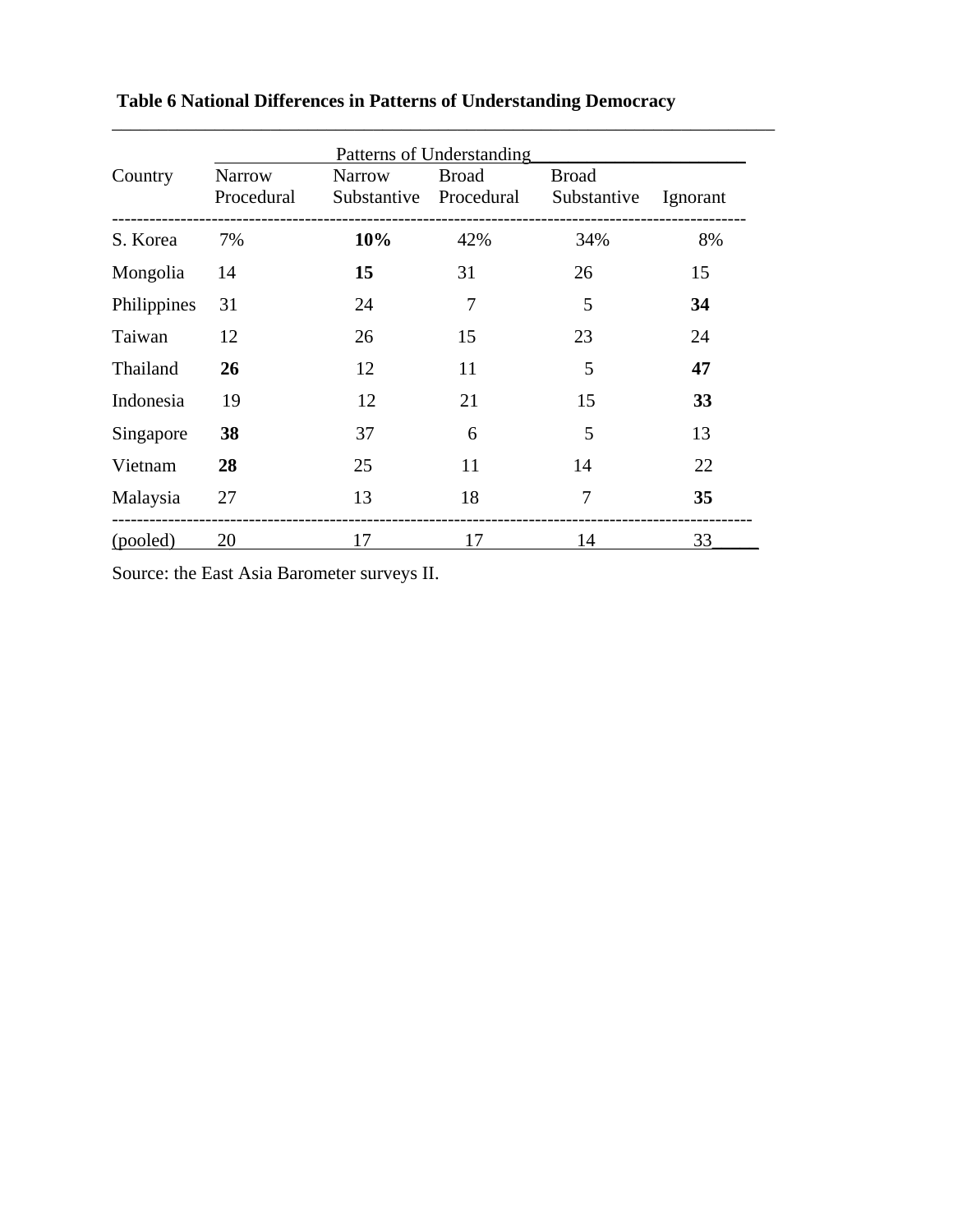**Table 6 National Differences in Patterns of Understanding Democracy**

| Country | Patterns of Understanding | | | | |
|---|---|---|---|---|---|
| | Narrow Procedural | Narrow Substantive | Broad Procedural | Broad Substantive | Ignorant |
| S. Korea | 7% | **10%** | 42% | 34% | 8% |
| Mongolia | 14 | **15** | 31 | 26 | 15 |
| Philippines | 31 | 24 | 7 | 5 | **34** |
| Taiwan | 12 | 26 | 15 | 23 | 24 |
| Thailand | **26** | 12 | 11 | 5 | **47** |
| Indonesia | 19 | 12 | 21 | 15 | **33** |
| Singapore | **38** | 37 | 6 | 5 | 13 |
| Vietnam | **28** | 25 | 11 | 14 | 22 |
| Malaysia | 27 | 13 | 18 | 7 | **35** |
| (pooled) | 20 | 17 | 17 | 14 | 33 |

Source: the East Asia Barometer surveys II.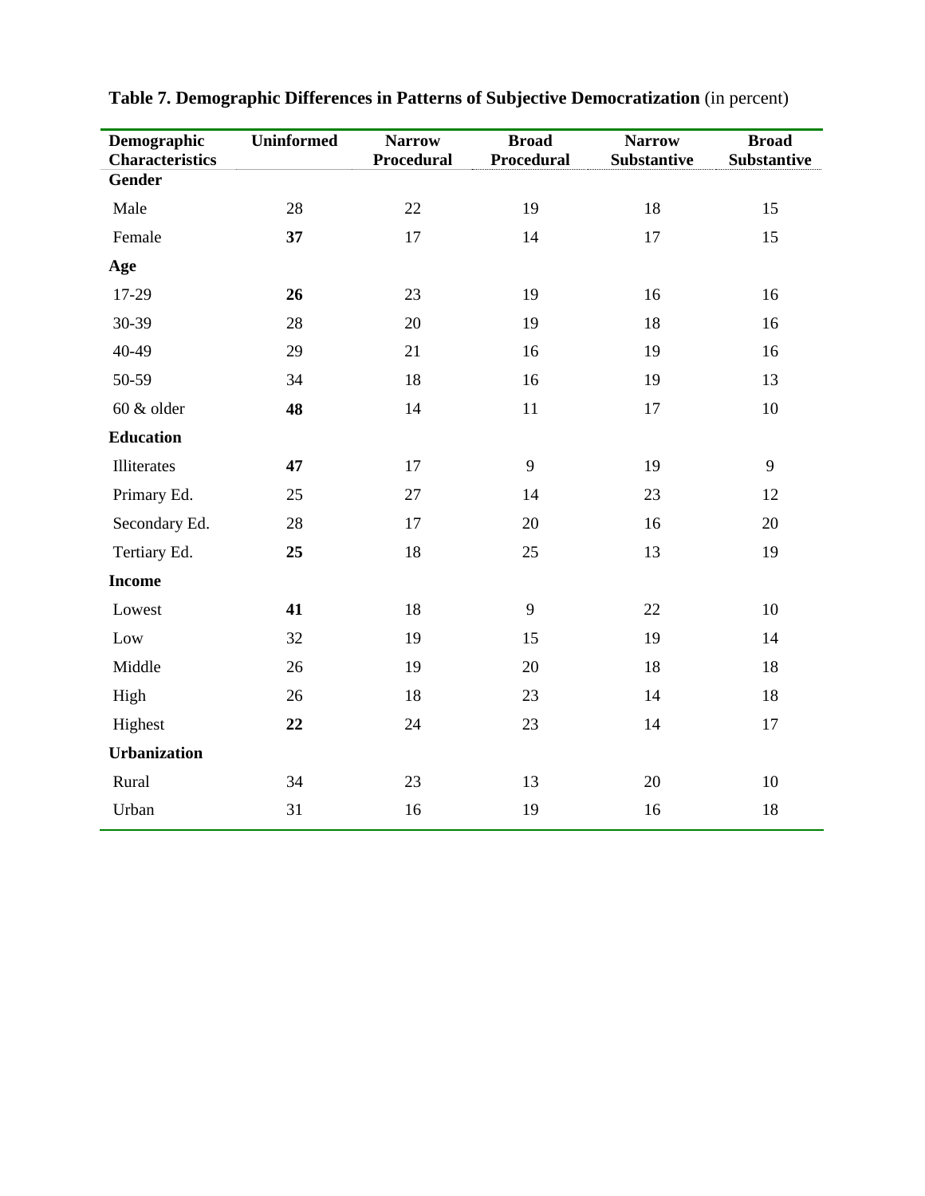**Table 7. Demographic Differences in Patterns of Subjective Democratization** (in percent)

| Demographic Characteristics | Uninformed | Narrow Procedural | Broad Procedural | Narrow Substantive | Broad Substantive |
|---|---|---|---|---|---|
| **Gender** | | | | | |
| Male | 28 | 22 | 19 | 18 | 15 |
| Female | **37** | 17 | 14 | 17 | 15 |
| **Age** | | | | | |
| 17-29 | **26** | 23 | 19 | 16 | 16 |
| 30-39 | 28 | 20 | 19 | 18 | 16 |
| 40-49 | 29 | 21 | 16 | 19 | 16 |
| 50-59 | 34 | 18 | 16 | 19 | 13 |
| 60 & older | **48** | 14 | 11 | 17 | 10 |
| **Education** | | | | | |
| Illiterates | **47** | 17 | 9 | 19 | 9 |
| Primary Ed. | 25 | 27 | 14 | 23 | 12 |
| Secondary Ed. | 28 | 17 | 20 | 16 | 20 |
| Tertiary Ed. | **25** | 18 | 25 | 13 | 19 |
| **Income** | | | | | |
| Lowest | **41** | 18 | 9 | 22 | 10 |
| Low | 32 | 19 | 15 | 19 | 14 |
| Middle | 26 | 19 | 20 | 18 | 18 |
| High | 26 | 18 | 23 | 14 | 18 |
| Highest | **22** | 24 | 23 | 14 | 17 |
| **Urbanization** | | | | | |
| Rural | 34 | 23 | 13 | 20 | 10 |
| Urban | 31 | 16 | 19 | 16 | 18 |